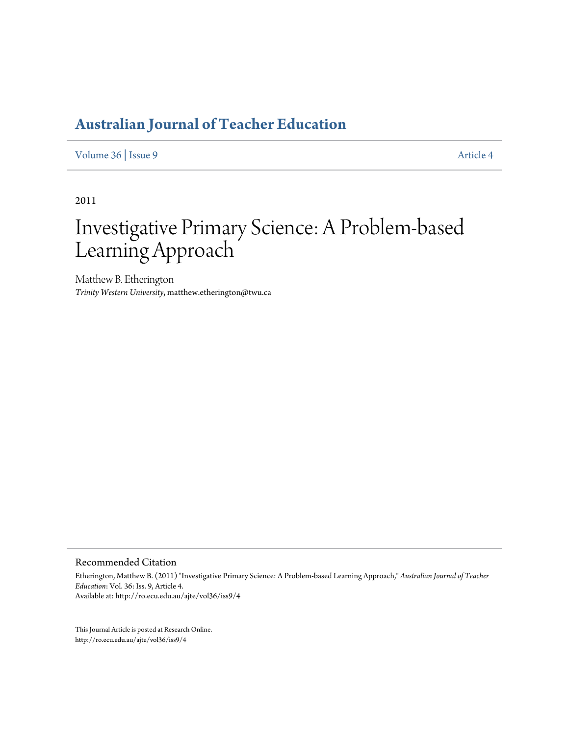# Australian Journal of Teacher Education

Volume 36 | Issue 9 Article 4

2011

# Investigative Primary Science: A Problem-based Learning Approach

Matthew B. Etherington
*Trinity Western University*, matthew.etherington@twu.ca

## Recommended Citation

Etherington, Matthew B. (2011) "Investigative Primary Science: A Problem-based Learning Approach," *Australian Journal of Teacher Education*: Vol. 36: Iss. 9, Article 4.
Available at: http://ro.ecu.edu.au/ajte/vol36/iss9/4

This Journal Article is posted at Research Online.
http://ro.ecu.edu.au/ajte/vol36/iss9/4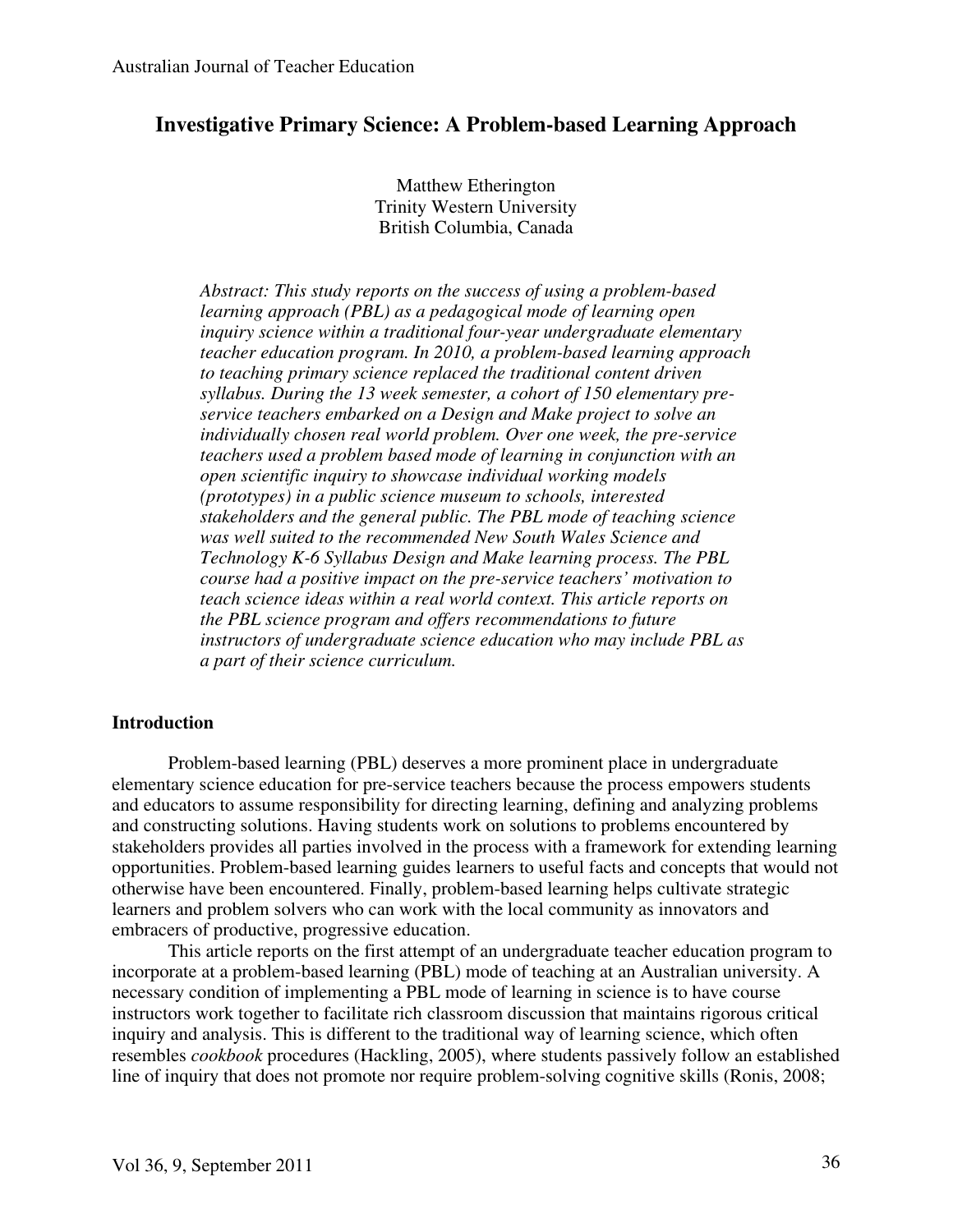# Investigative Primary Science: A Problem-based Learning Approach

Matthew Etherington
Trinity Western University
British Columbia, Canada

*Abstract: This study reports on the success of using a problem-based learning approach (PBL) as a pedagogical mode of learning open inquiry science within a traditional four-year undergraduate elementary teacher education program. In 2010, a problem-based learning approach to teaching primary science replaced the traditional content driven syllabus. During the 13 week semester, a cohort of 150 elementary pre-service teachers embarked on a Design and Make project to solve an individually chosen real world problem. Over one week, the pre-service teachers used a problem based mode of learning in conjunction with an open scientific inquiry to showcase individual working models (prototypes) in a public science museum to schools, interested stakeholders and the general public. The PBL mode of teaching science was well suited to the recommended New South Wales Science and Technology K-6 Syllabus Design and Make learning process. The PBL course had a positive impact on the pre-service teachers' motivation to teach science ideas within a real world context. This article reports on the PBL science program and offers recommendations to future instructors of undergraduate science education who may include PBL as a part of their science curriculum.*

## Introduction

Problem-based learning (PBL) deserves a more prominent place in undergraduate elementary science education for pre-service teachers because the process empowers students and educators to assume responsibility for directing learning, defining and analyzing problems and constructing solutions. Having students work on solutions to problems encountered by stakeholders provides all parties involved in the process with a framework for extending learning opportunities. Problem-based learning guides learners to useful facts and concepts that would not otherwise have been encountered. Finally, problem-based learning helps cultivate strategic learners and problem solvers who can work with the local community as innovators and embracers of productive, progressive education.

This article reports on the first attempt of an undergraduate teacher education program to incorporate at a problem-based learning (PBL) mode of teaching at an Australian university. A necessary condition of implementing a PBL mode of learning in science is to have course instructors work together to facilitate rich classroom discussion that maintains rigorous critical inquiry and analysis. This is different to the traditional way of learning science, which often resembles *cookbook* procedures (Hackling, 2005), where students passively follow an established line of inquiry that does not promote nor require problem-solving cognitive skills (Ronis, 2008;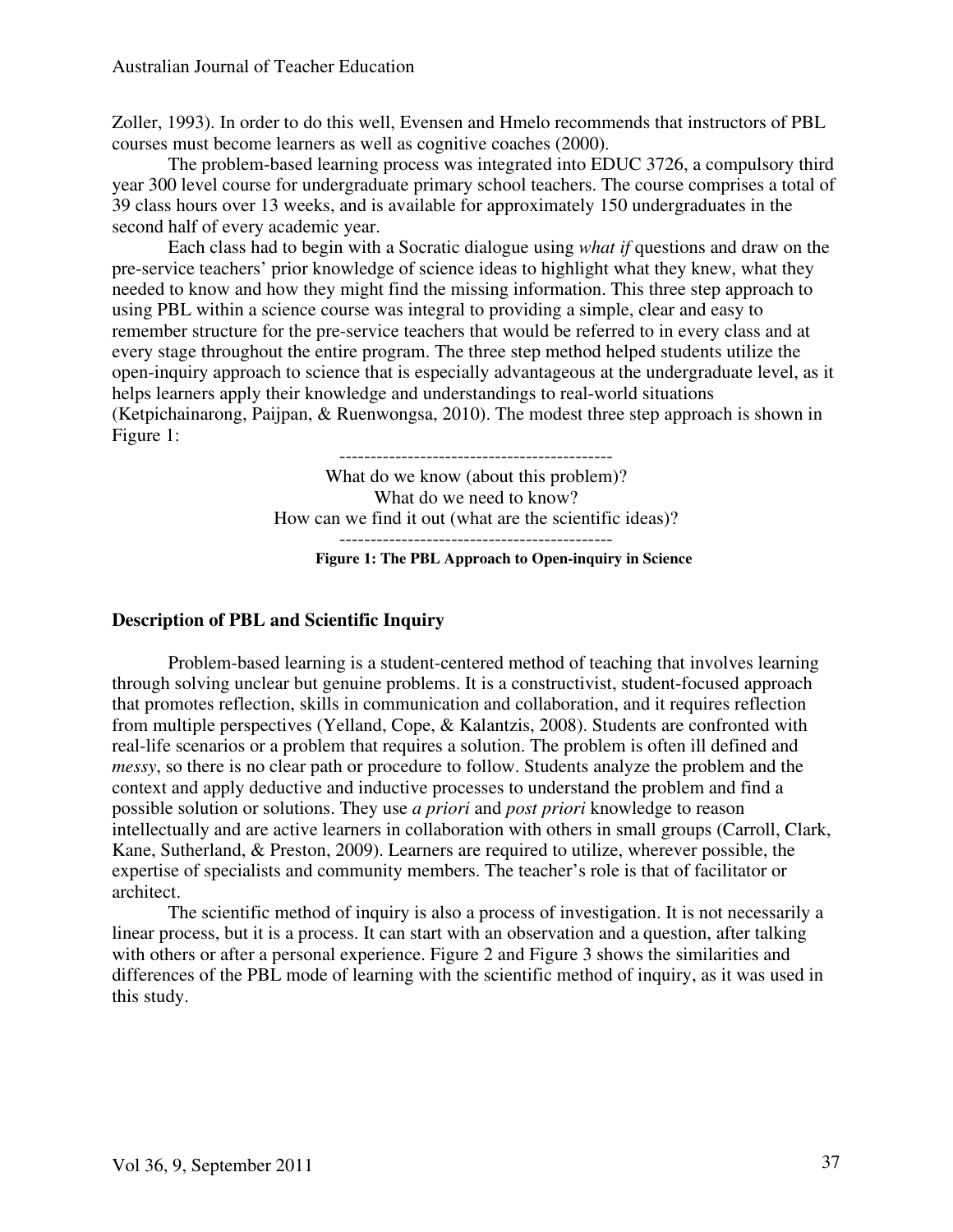Zoller, 1993). In order to do this well, Evensen and Hmelo recommends that instructors of PBL courses must become learners as well as cognitive coaches (2000).

The problem-based learning process was integrated into EDUC 3726, a compulsory third year 300 level course for undergraduate primary school teachers. The course comprises a total of 39 class hours over 13 weeks, and is available for approximately 150 undergraduates in the second half of every academic year.

Each class had to begin with a Socratic dialogue using *what if* questions and draw on the pre-service teachers' prior knowledge of science ideas to highlight what they knew, what they needed to know and how they might find the missing information. This three step approach to using PBL within a science course was integral to providing a simple, clear and easy to remember structure for the pre-service teachers that would be referred to in every class and at every stage throughout the entire program. The three step method helped students utilize the open-inquiry approach to science that is especially advantageous at the undergraduate level, as it helps learners apply their knowledge and understandings to real-world situations (Ketpichainarong, Paijpan, & Ruenwongsa, 2010). The modest three step approach is shown in Figure 1:

---

What do we know (about this problem)?
What do we need to know?
How can we find it out (what are the scientific ideas)?

---

**Figure 1: The PBL Approach to Open-inquiry in Science**

## Description of PBL and Scientific Inquiry

Problem-based learning is a student-centered method of teaching that involves learning through solving unclear but genuine problems. It is a constructivist, student-focused approach that promotes reflection, skills in communication and collaboration, and it requires reflection from multiple perspectives (Yelland, Cope, & Kalantzis, 2008). Students are confronted with real-life scenarios or a problem that requires a solution. The problem is often ill defined and *messy*, so there is no clear path or procedure to follow. Students analyze the problem and the context and apply deductive and inductive processes to understand the problem and find a possible solution or solutions. They use *a priori* and *post priori* knowledge to reason intellectually and are active learners in collaboration with others in small groups (Carroll, Clark, Kane, Sutherland, & Preston, 2009). Learners are required to utilize, wherever possible, the expertise of specialists and community members. The teacher's role is that of facilitator or architect.

The scientific method of inquiry is also a process of investigation. It is not necessarily a linear process, but it is a process. It can start with an observation and a question, after talking with others or after a personal experience. Figure 2 and Figure 3 shows the similarities and differences of the PBL mode of learning with the scientific method of inquiry, as it was used in this study.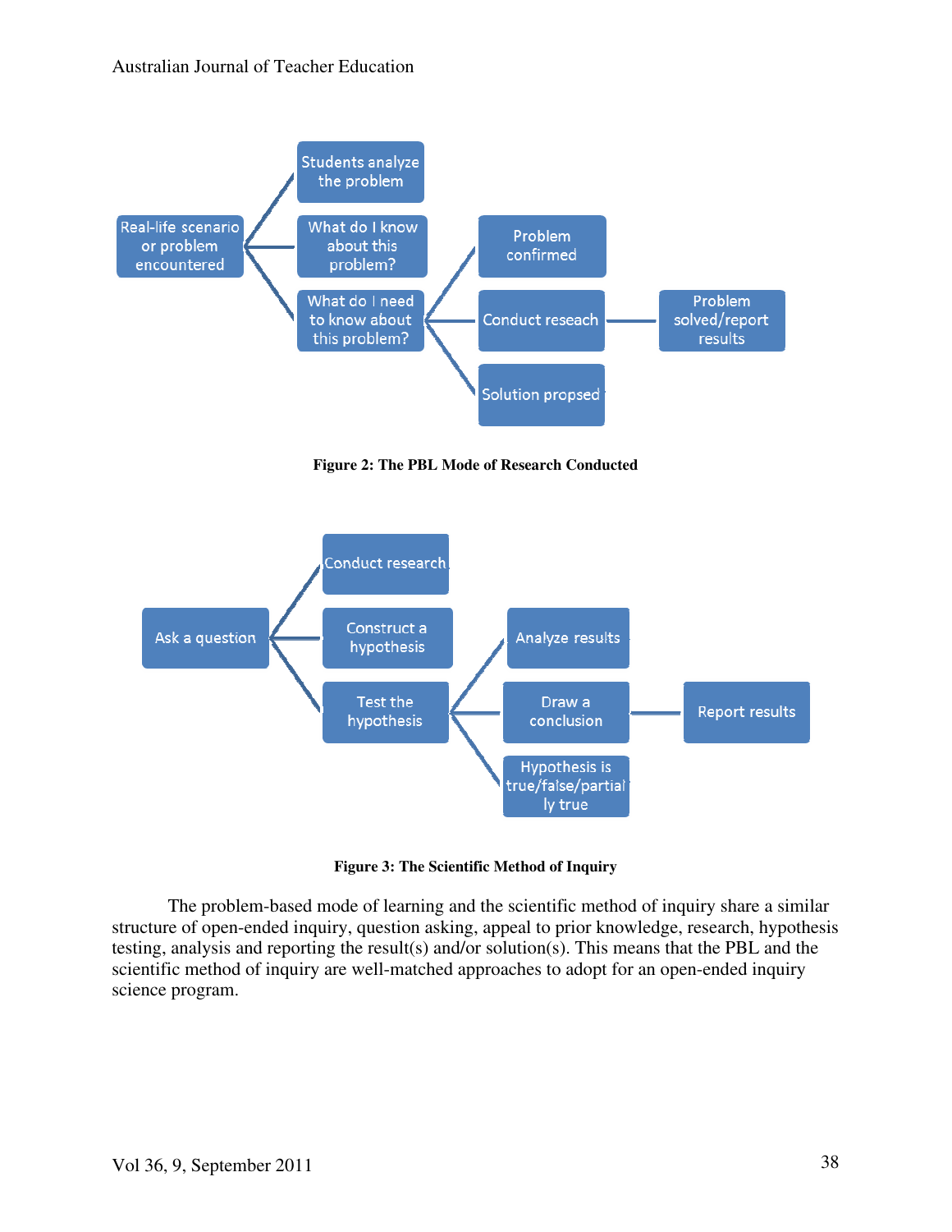Real-life scenario or problem encountered

- Students analyze the problem
- What do I know about this problem?
- What do I need to know about this problem?
  - Problem confirmed
  - Conduct reseach — Problem solved/report results
  - Solution propsed

**Figure 2: The PBL Mode of Research Conducted**

Ask a question

- Conduct research
- Construct a hypothesis
- Test the hypothesis
  - Analyze results
  - Draw a conclusion — Report results
  - Hypothesis is true/false/partially true

**Figure 3: The Scientific Method of Inquiry**

The problem-based mode of learning and the scientific method of inquiry share a similar structure of open-ended inquiry, question asking, appeal to prior knowledge, research, hypothesis testing, analysis and reporting the result(s) and/or solution(s). This means that the PBL and the scientific method of inquiry are well-matched approaches to adopt for an open-ended inquiry science program.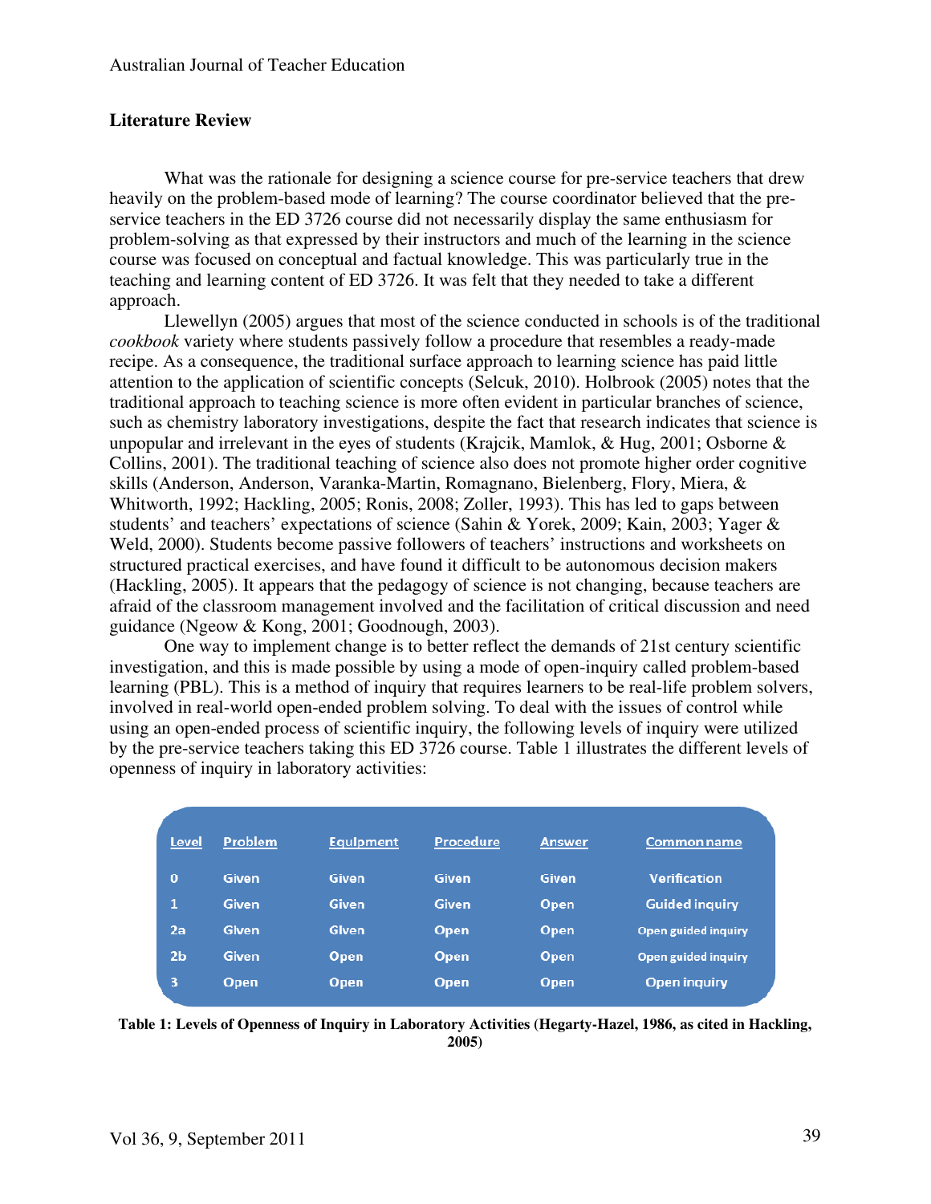## Literature Review

What was the rationale for designing a science course for pre-service teachers that drew heavily on the problem-based mode of learning? The course coordinator believed that the pre-service teachers in the ED 3726 course did not necessarily display the same enthusiasm for problem-solving as that expressed by their instructors and much of the learning in the science course was focused on conceptual and factual knowledge. This was particularly true in the teaching and learning content of ED 3726. It was felt that they needed to take a different approach.

Llewellyn (2005) argues that most of the science conducted in schools is of the traditional *cookbook* variety where students passively follow a procedure that resembles a ready-made recipe. As a consequence, the traditional surface approach to learning science has paid little attention to the application of scientific concepts (Selcuk, 2010). Holbrook (2005) notes that the traditional approach to teaching science is more often evident in particular branches of science, such as chemistry laboratory investigations, despite the fact that research indicates that science is unpopular and irrelevant in the eyes of students (Krajcik, Mamlok, & Hug, 2001; Osborne & Collins, 2001). The traditional teaching of science also does not promote higher order cognitive skills (Anderson, Anderson, Varanka-Martin, Romagnano, Bielenberg, Flory, Miera, & Whitworth, 1992; Hackling, 2005; Ronis, 2008; Zoller, 1993). This has led to gaps between students' and teachers' expectations of science (Sahin & Yorek, 2009; Kain, 2003; Yager & Weld, 2000). Students become passive followers of teachers' instructions and worksheets on structured practical exercises, and have found it difficult to be autonomous decision makers (Hackling, 2005). It appears that the pedagogy of science is not changing, because teachers are afraid of the classroom management involved and the facilitation of critical discussion and need guidance (Ngeow & Kong, 2001; Goodnough, 2003).

One way to implement change is to better reflect the demands of 21st century scientific investigation, and this is made possible by using a mode of open-inquiry called problem-based learning (PBL). This is a method of inquiry that requires learners to be real-life problem solvers, involved in real-world open-ended problem solving. To deal with the issues of control while using an open-ended process of scientific inquiry, the following levels of inquiry were utilized by the pre-service teachers taking this ED 3726 course. Table 1 illustrates the different levels of openness of inquiry in laboratory activities:

| Level | Problem | Equipment | Procedure | Answer | Common name |
|---|---|---|---|---|---|
| 0 | Given | Given | Given | Given | Verification |
| 1 | Given | Given | Given | Open | Guided inquiry |
| 2a | Given | Given | Open | Open | Open guided inquiry |
| 2b | Given | Open | Open | Open | Open guided inquiry |
| 3 | Open | Open | Open | Open | Open inquiry |

**Table 1: Levels of Openness of Inquiry in Laboratory Activities (Hegarty-Hazel, 1986, as cited in Hackling, 2005)**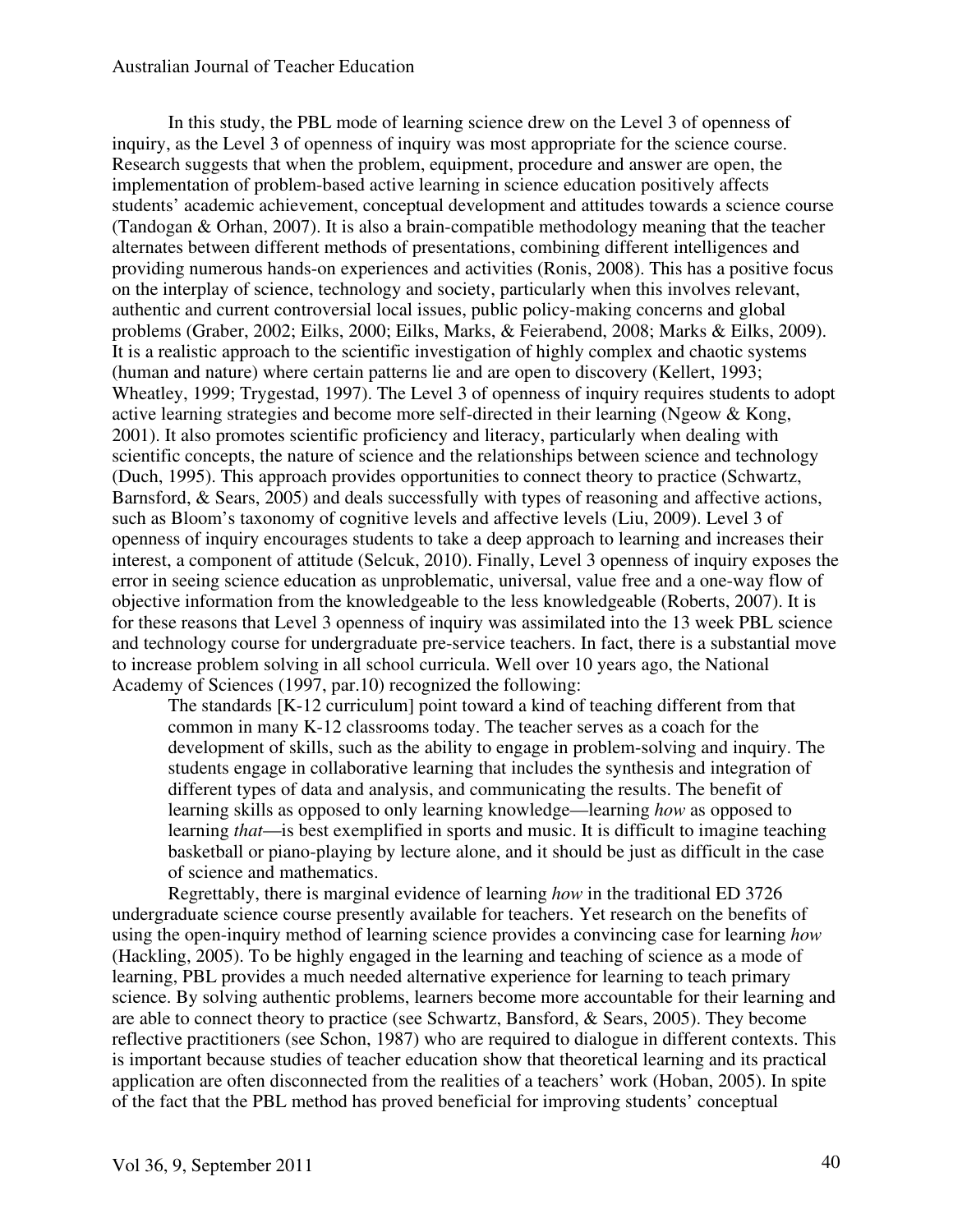In this study, the PBL mode of learning science drew on the Level 3 of openness of inquiry, as the Level 3 of openness of inquiry was most appropriate for the science course. Research suggests that when the problem, equipment, procedure and answer are open, the implementation of problem-based active learning in science education positively affects students' academic achievement, conceptual development and attitudes towards a science course (Tandogan & Orhan, 2007). It is also a brain-compatible methodology meaning that the teacher alternates between different methods of presentations, combining different intelligences and providing numerous hands-on experiences and activities (Ronis, 2008). This has a positive focus on the interplay of science, technology and society, particularly when this involves relevant, authentic and current controversial local issues, public policy-making concerns and global problems (Graber, 2002; Eilks, 2000; Eilks, Marks, & Feierabend, 2008; Marks & Eilks, 2009). It is a realistic approach to the scientific investigation of highly complex and chaotic systems (human and nature) where certain patterns lie and are open to discovery (Kellert, 1993; Wheatley, 1999; Trygestad, 1997). The Level 3 of openness of inquiry requires students to adopt active learning strategies and become more self-directed in their learning (Ngeow & Kong, 2001). It also promotes scientific proficiency and literacy, particularly when dealing with scientific concepts, the nature of science and the relationships between science and technology (Duch, 1995). This approach provides opportunities to connect theory to practice (Schwartz, Barnsford, & Sears, 2005) and deals successfully with types of reasoning and affective actions, such as Bloom's taxonomy of cognitive levels and affective levels (Liu, 2009). Level 3 of openness of inquiry encourages students to take a deep approach to learning and increases their interest, a component of attitude (Selcuk, 2010). Finally, Level 3 openness of inquiry exposes the error in seeing science education as unproblematic, universal, value free and a one-way flow of objective information from the knowledgeable to the less knowledgeable (Roberts, 2007). It is for these reasons that Level 3 openness of inquiry was assimilated into the 13 week PBL science and technology course for undergraduate pre-service teachers. In fact, there is a substantial move to increase problem solving in all school curricula. Well over 10 years ago, the National Academy of Sciences (1997, par.10) recognized the following:

> The standards [K-12 curriculum] point toward a kind of teaching different from that common in many K-12 classrooms today. The teacher serves as a coach for the development of skills, such as the ability to engage in problem-solving and inquiry. The students engage in collaborative learning that includes the synthesis and integration of different types of data and analysis, and communicating the results. The benefit of learning skills as opposed to only learning knowledge—learning *how* as opposed to learning *that*—is best exemplified in sports and music. It is difficult to imagine teaching basketball or piano-playing by lecture alone, and it should be just as difficult in the case of science and mathematics.

Regrettably, there is marginal evidence of learning *how* in the traditional ED 3726 undergraduate science course presently available for teachers. Yet research on the benefits of using the open-inquiry method of learning science provides a convincing case for learning *how* (Hackling, 2005). To be highly engaged in the learning and teaching of science as a mode of learning, PBL provides a much needed alternative experience for learning to teach primary science. By solving authentic problems, learners become more accountable for their learning and are able to connect theory to practice (see Schwartz, Bansford, & Sears, 2005). They become reflective practitioners (see Schon, 1987) who are required to dialogue in different contexts. This is important because studies of teacher education show that theoretical learning and its practical application are often disconnected from the realities of a teachers' work (Hoban, 2005). In spite of the fact that the PBL method has proved beneficial for improving students' conceptual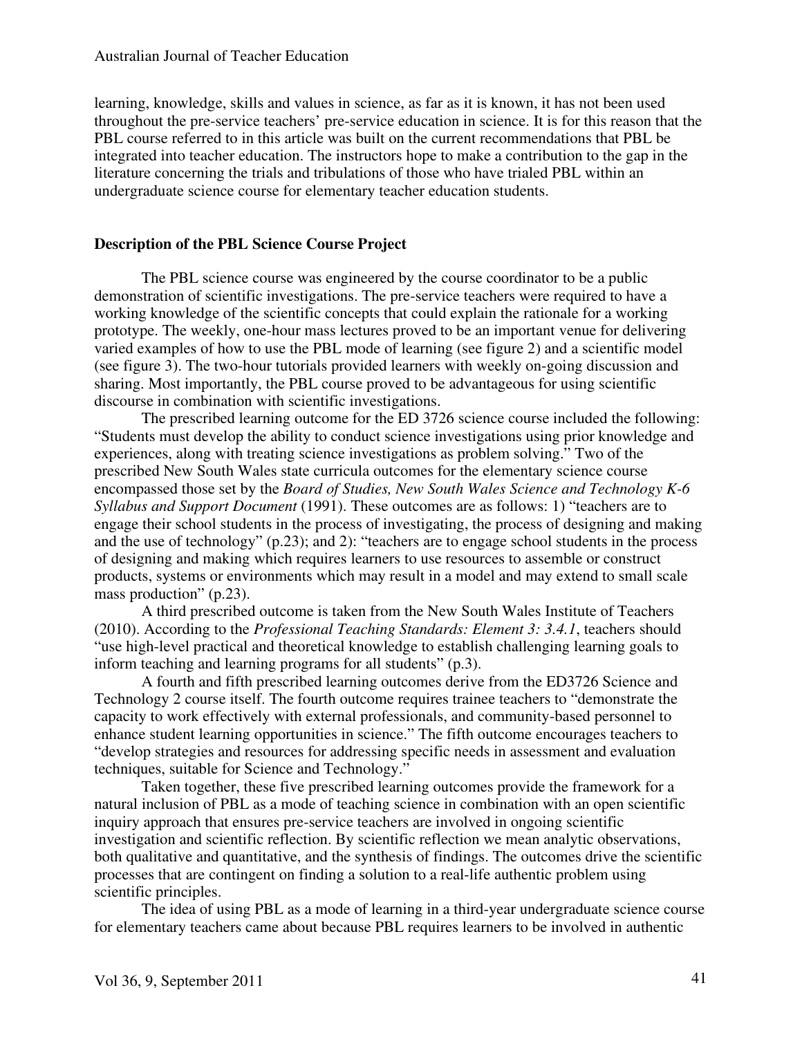learning, knowledge, skills and values in science, as far as it is known, it has not been used throughout the pre-service teachers' pre-service education in science. It is for this reason that the PBL course referred to in this article was built on the current recommendations that PBL be integrated into teacher education. The instructors hope to make a contribution to the gap in the literature concerning the trials and tribulations of those who have trialed PBL within an undergraduate science course for elementary teacher education students.

## Description of the PBL Science Course Project

The PBL science course was engineered by the course coordinator to be a public demonstration of scientific investigations. The pre-service teachers were required to have a working knowledge of the scientific concepts that could explain the rationale for a working prototype. The weekly, one-hour mass lectures proved to be an important venue for delivering varied examples of how to use the PBL mode of learning (see figure 2) and a scientific model (see figure 3). The two-hour tutorials provided learners with weekly on-going discussion and sharing. Most importantly, the PBL course proved to be advantageous for using scientific discourse in combination with scientific investigations.

The prescribed learning outcome for the ED 3726 science course included the following: "Students must develop the ability to conduct science investigations using prior knowledge and experiences, along with treating science investigations as problem solving." Two of the prescribed New South Wales state curricula outcomes for the elementary science course encompassed those set by the *Board of Studies, New South Wales Science and Technology K-6 Syllabus and Support Document* (1991). These outcomes are as follows: 1) "teachers are to engage their school students in the process of investigating, the process of designing and making and the use of technology" (p.23); and 2): "teachers are to engage school students in the process of designing and making which requires learners to use resources to assemble or construct products, systems or environments which may result in a model and may extend to small scale mass production" (p.23).

A third prescribed outcome is taken from the New South Wales Institute of Teachers (2010). According to the *Professional Teaching Standards: Element 3: 3.4.1*, teachers should "use high-level practical and theoretical knowledge to establish challenging learning goals to inform teaching and learning programs for all students" (p.3).

A fourth and fifth prescribed learning outcomes derive from the ED3726 Science and Technology 2 course itself. The fourth outcome requires trainee teachers to "demonstrate the capacity to work effectively with external professionals, and community-based personnel to enhance student learning opportunities in science." The fifth outcome encourages teachers to "develop strategies and resources for addressing specific needs in assessment and evaluation techniques, suitable for Science and Technology."

Taken together, these five prescribed learning outcomes provide the framework for a natural inclusion of PBL as a mode of teaching science in combination with an open scientific inquiry approach that ensures pre-service teachers are involved in ongoing scientific investigation and scientific reflection. By scientific reflection we mean analytic observations, both qualitative and quantitative, and the synthesis of findings. The outcomes drive the scientific processes that are contingent on finding a solution to a real-life authentic problem using scientific principles.

The idea of using PBL as a mode of learning in a third-year undergraduate science course for elementary teachers came about because PBL requires learners to be involved in authentic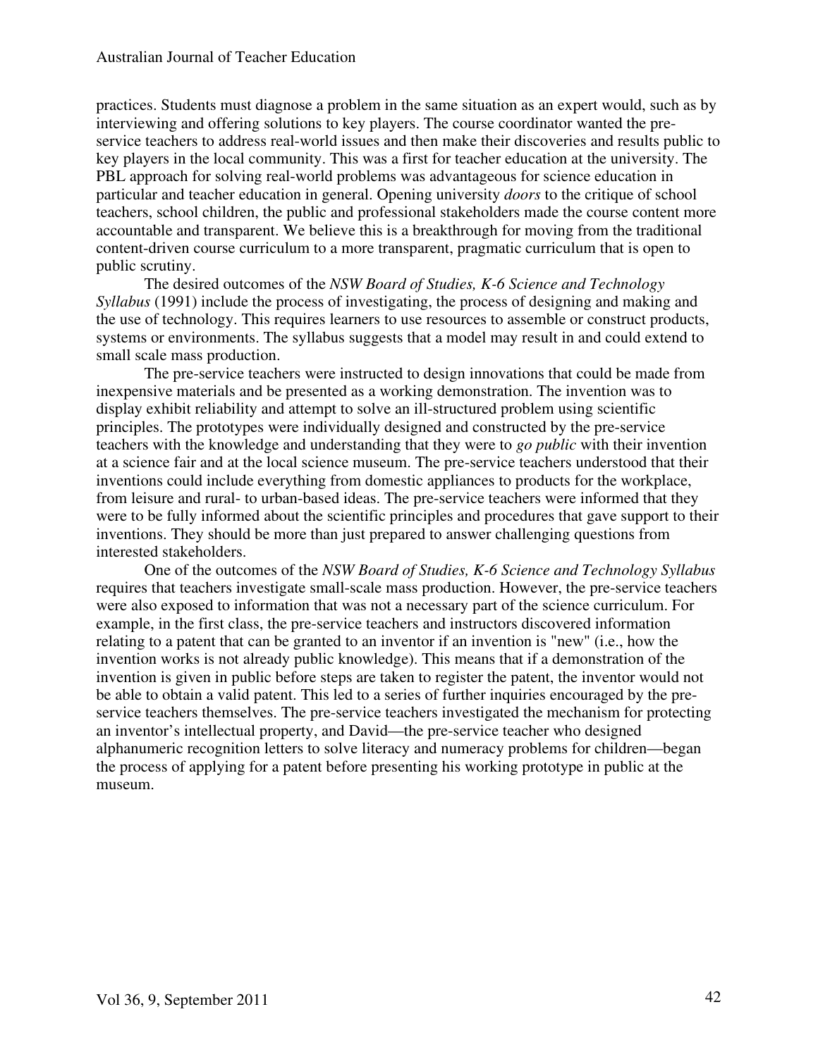practices. Students must diagnose a problem in the same situation as an expert would, such as by interviewing and offering solutions to key players. The course coordinator wanted the pre-service teachers to address real-world issues and then make their discoveries and results public to key players in the local community. This was a first for teacher education at the university. The PBL approach for solving real-world problems was advantageous for science education in particular and teacher education in general. Opening university *doors* to the critique of school teachers, school children, the public and professional stakeholders made the course content more accountable and transparent. We believe this is a breakthrough for moving from the traditional content-driven course curriculum to a more transparent, pragmatic curriculum that is open to public scrutiny.

The desired outcomes of the *NSW Board of Studies, K-6 Science and Technology Syllabus* (1991) include the process of investigating, the process of designing and making and the use of technology. This requires learners to use resources to assemble or construct products, systems or environments. The syllabus suggests that a model may result in and could extend to small scale mass production.

The pre-service teachers were instructed to design innovations that could be made from inexpensive materials and be presented as a working demonstration. The invention was to display exhibit reliability and attempt to solve an ill-structured problem using scientific principles. The prototypes were individually designed and constructed by the pre-service teachers with the knowledge and understanding that they were to *go public* with their invention at a science fair and at the local science museum. The pre-service teachers understood that their inventions could include everything from domestic appliances to products for the workplace, from leisure and rural- to urban-based ideas. The pre-service teachers were informed that they were to be fully informed about the scientific principles and procedures that gave support to their inventions. They should be more than just prepared to answer challenging questions from interested stakeholders.

One of the outcomes of the *NSW Board of Studies, K-6 Science and Technology Syllabus* requires that teachers investigate small-scale mass production. However, the pre-service teachers were also exposed to information that was not a necessary part of the science curriculum. For example, in the first class, the pre-service teachers and instructors discovered information relating to a patent that can be granted to an inventor if an invention is "new" (i.e., how the invention works is not already public knowledge). This means that if a demonstration of the invention is given in public before steps are taken to register the patent, the inventor would not be able to obtain a valid patent. This led to a series of further inquiries encouraged by the pre-service teachers themselves. The pre-service teachers investigated the mechanism for protecting an inventor's intellectual property, and David—the pre-service teacher who designed alphanumeric recognition letters to solve literacy and numeracy problems for children—began the process of applying for a patent before presenting his working prototype in public at the museum.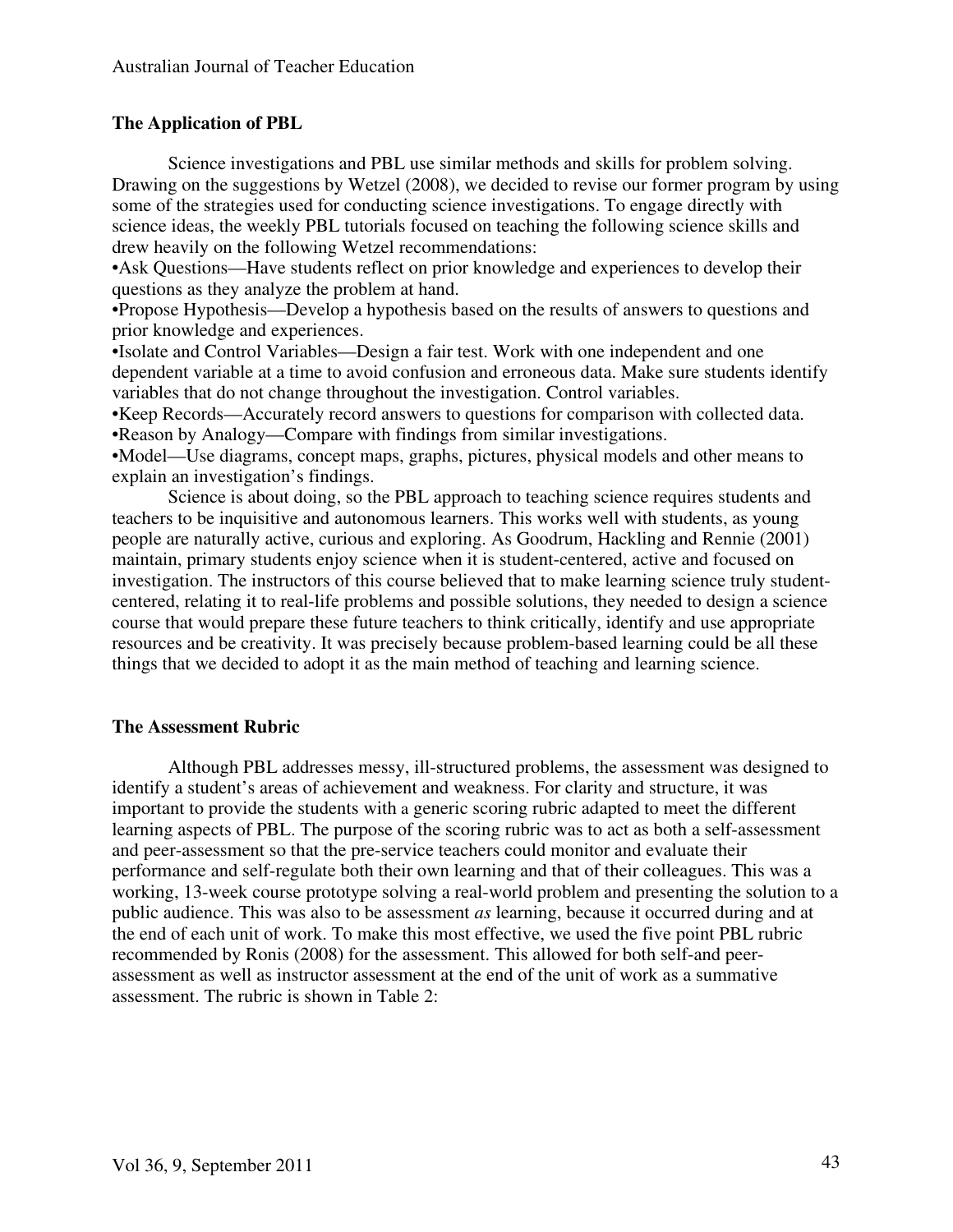## The Application of PBL

Science investigations and PBL use similar methods and skills for problem solving. Drawing on the suggestions by Wetzel (2008), we decided to revise our former program by using some of the strategies used for conducting science investigations. To engage directly with science ideas, the weekly PBL tutorials focused on teaching the following science skills and drew heavily on the following Wetzel recommendations:

- Ask Questions—Have students reflect on prior knowledge and experiences to develop their questions as they analyze the problem at hand.
- Propose Hypothesis—Develop a hypothesis based on the results of answers to questions and prior knowledge and experiences.
- Isolate and Control Variables—Design a fair test. Work with one independent and one dependent variable at a time to avoid confusion and erroneous data. Make sure students identify variables that do not change throughout the investigation. Control variables.
- Keep Records—Accurately record answers to questions for comparison with collected data.
- Reason by Analogy—Compare with findings from similar investigations.
- Model—Use diagrams, concept maps, graphs, pictures, physical models and other means to explain an investigation's findings.

Science is about doing, so the PBL approach to teaching science requires students and teachers to be inquisitive and autonomous learners. This works well with students, as young people are naturally active, curious and exploring. As Goodrum, Hackling and Rennie (2001) maintain, primary students enjoy science when it is student-centered, active and focused on investigation. The instructors of this course believed that to make learning science truly student-centered, relating it to real-life problems and possible solutions, they needed to design a science course that would prepare these future teachers to think critically, identify and use appropriate resources and be creativity. It was precisely because problem-based learning could be all these things that we decided to adopt it as the main method of teaching and learning science.

## The Assessment Rubric

Although PBL addresses messy, ill-structured problems, the assessment was designed to identify a student's areas of achievement and weakness. For clarity and structure, it was important to provide the students with a generic scoring rubric adapted to meet the different learning aspects of PBL. The purpose of the scoring rubric was to act as both a self-assessment and peer-assessment so that the pre-service teachers could monitor and evaluate their performance and self-regulate both their own learning and that of their colleagues. This was a working, 13-week course prototype solving a real-world problem and presenting the solution to a public audience. This was also to be assessment *as* learning, because it occurred during and at the end of each unit of work. To make this most effective, we used the five point PBL rubric recommended by Ronis (2008) for the assessment. This allowed for both self-and peer-assessment as well as instructor assessment at the end of the unit of work as a summative assessment. The rubric is shown in Table 2: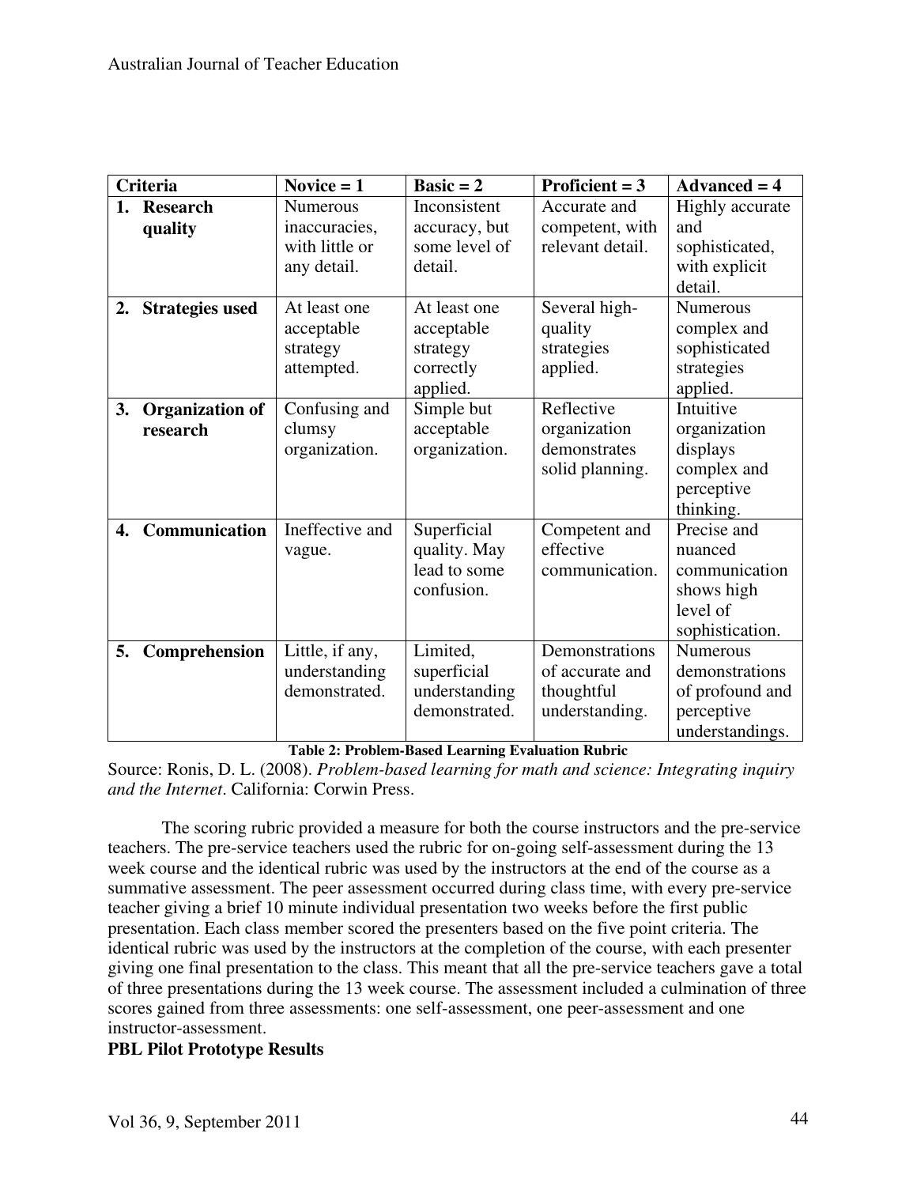| Criteria | Novice = 1 | Basic = 2 | Proficient = 3 | Advanced = 4 |
|---|---|---|---|---|
| **1. Research quality** | Numerous inaccuracies, with little or any detail. | Inconsistent accuracy, but some level of detail. | Accurate and competent, with relevant detail. | Highly accurate and sophisticated, with explicit detail. |
| **2. Strategies used** | At least one acceptable strategy attempted. | At least one acceptable strategy correctly applied. | Several high-quality strategies applied. | Numerous complex and sophisticated strategies applied. |
| **3. Organization of research** | Confusing and clumsy organization. | Simple but acceptable organization. | Reflective organization demonstrates solid planning. | Intuitive organization displays complex and perceptive thinking. |
| **4. Communication** | Ineffective and vague. | Superficial quality. May lead to some confusion. | Competent and effective communication. | Precise and nuanced communication shows high level of sophistication. |
| **5. Comprehension** | Little, if any, understanding demonstrated. | Limited, superficial understanding demonstrated. | Demonstrations of accurate and thoughtful understanding. | Numerous demonstrations of profound and perceptive understandings. |

**Table 2: Problem-Based Learning Evaluation Rubric**

Source: Ronis, D. L. (2008). *Problem-based learning for math and science: Integrating inquiry and the Internet*. California: Corwin Press.

The scoring rubric provided a measure for both the course instructors and the pre-service teachers. The pre-service teachers used the rubric for on-going self-assessment during the 13 week course and the identical rubric was used by the instructors at the end of the course as a summative assessment. The peer assessment occurred during class time, with every pre-service teacher giving a brief 10 minute individual presentation two weeks before the first public presentation. Each class member scored the presenters based on the five point criteria. The identical rubric was used by the instructors at the completion of the course, with each presenter giving one final presentation to the class. This meant that all the pre-service teachers gave a total of three presentations during the 13 week course. The assessment included a culmination of three scores gained from three assessments: one self-assessment, one peer-assessment and one instructor-assessment.

**PBL Pilot Prototype Results**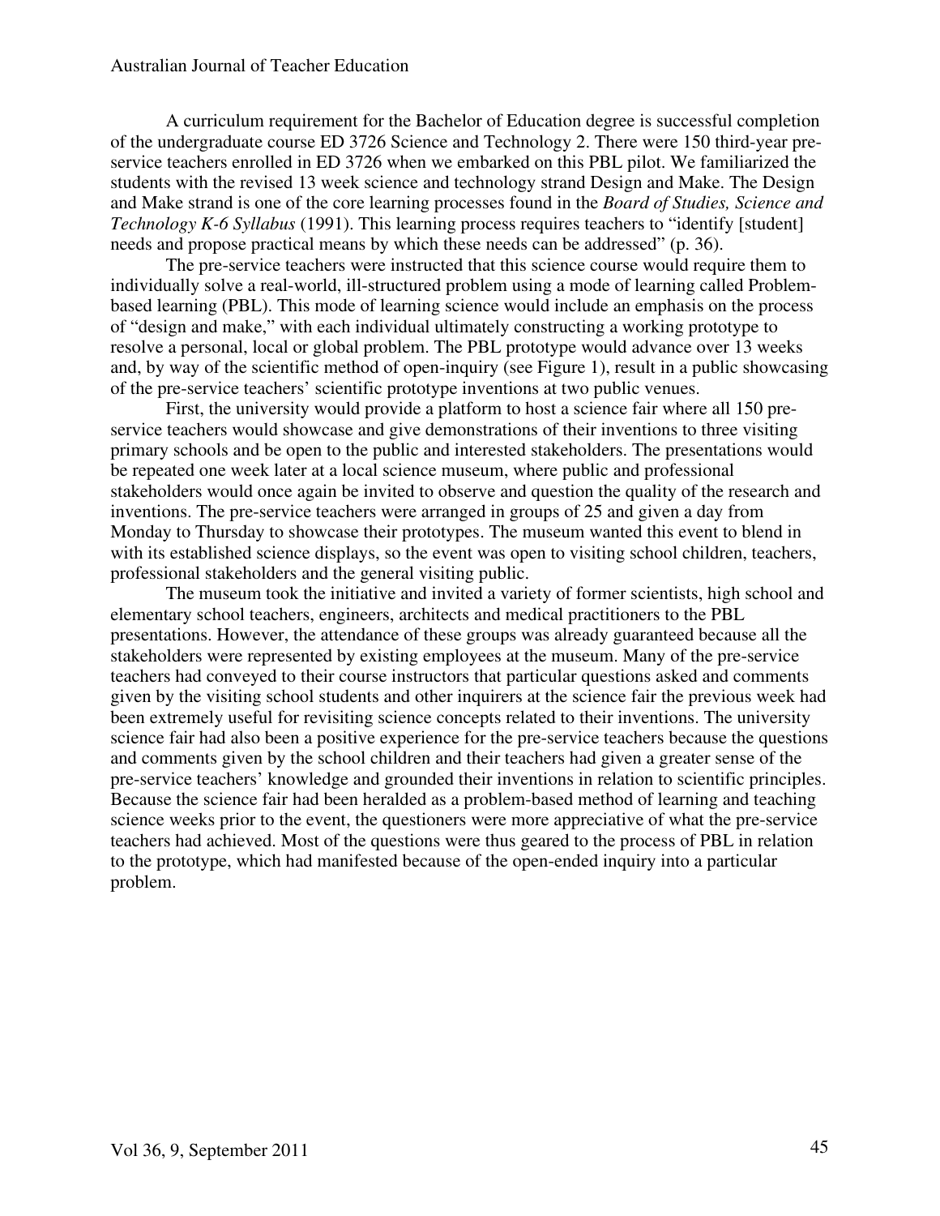A curriculum requirement for the Bachelor of Education degree is successful completion of the undergraduate course ED 3726 Science and Technology 2. There were 150 third-year pre-service teachers enrolled in ED 3726 when we embarked on this PBL pilot. We familiarized the students with the revised 13 week science and technology strand Design and Make. The Design and Make strand is one of the core learning processes found in the *Board of Studies, Science and Technology K-6 Syllabus* (1991). This learning process requires teachers to "identify [student] needs and propose practical means by which these needs can be addressed" (p. 36).

The pre-service teachers were instructed that this science course would require them to individually solve a real-world, ill-structured problem using a mode of learning called Problem-based learning (PBL). This mode of learning science would include an emphasis on the process of "design and make," with each individual ultimately constructing a working prototype to resolve a personal, local or global problem. The PBL prototype would advance over 13 weeks and, by way of the scientific method of open-inquiry (see Figure 1), result in a public showcasing of the pre-service teachers' scientific prototype inventions at two public venues.

First, the university would provide a platform to host a science fair where all 150 pre-service teachers would showcase and give demonstrations of their inventions to three visiting primary schools and be open to the public and interested stakeholders. The presentations would be repeated one week later at a local science museum, where public and professional stakeholders would once again be invited to observe and question the quality of the research and inventions. The pre-service teachers were arranged in groups of 25 and given a day from Monday to Thursday to showcase their prototypes. The museum wanted this event to blend in with its established science displays, so the event was open to visiting school children, teachers, professional stakeholders and the general visiting public.

The museum took the initiative and invited a variety of former scientists, high school and elementary school teachers, engineers, architects and medical practitioners to the PBL presentations. However, the attendance of these groups was already guaranteed because all the stakeholders were represented by existing employees at the museum. Many of the pre-service teachers had conveyed to their course instructors that particular questions asked and comments given by the visiting school students and other inquirers at the science fair the previous week had been extremely useful for revisiting science concepts related to their inventions. The university science fair had also been a positive experience for the pre-service teachers because the questions and comments given by the school children and their teachers had given a greater sense of the pre-service teachers' knowledge and grounded their inventions in relation to scientific principles. Because the science fair had been heralded as a problem-based method of learning and teaching science weeks prior to the event, the questioners were more appreciative of what the pre-service teachers had achieved. Most of the questions were thus geared to the process of PBL in relation to the prototype, which had manifested because of the open-ended inquiry into a particular problem.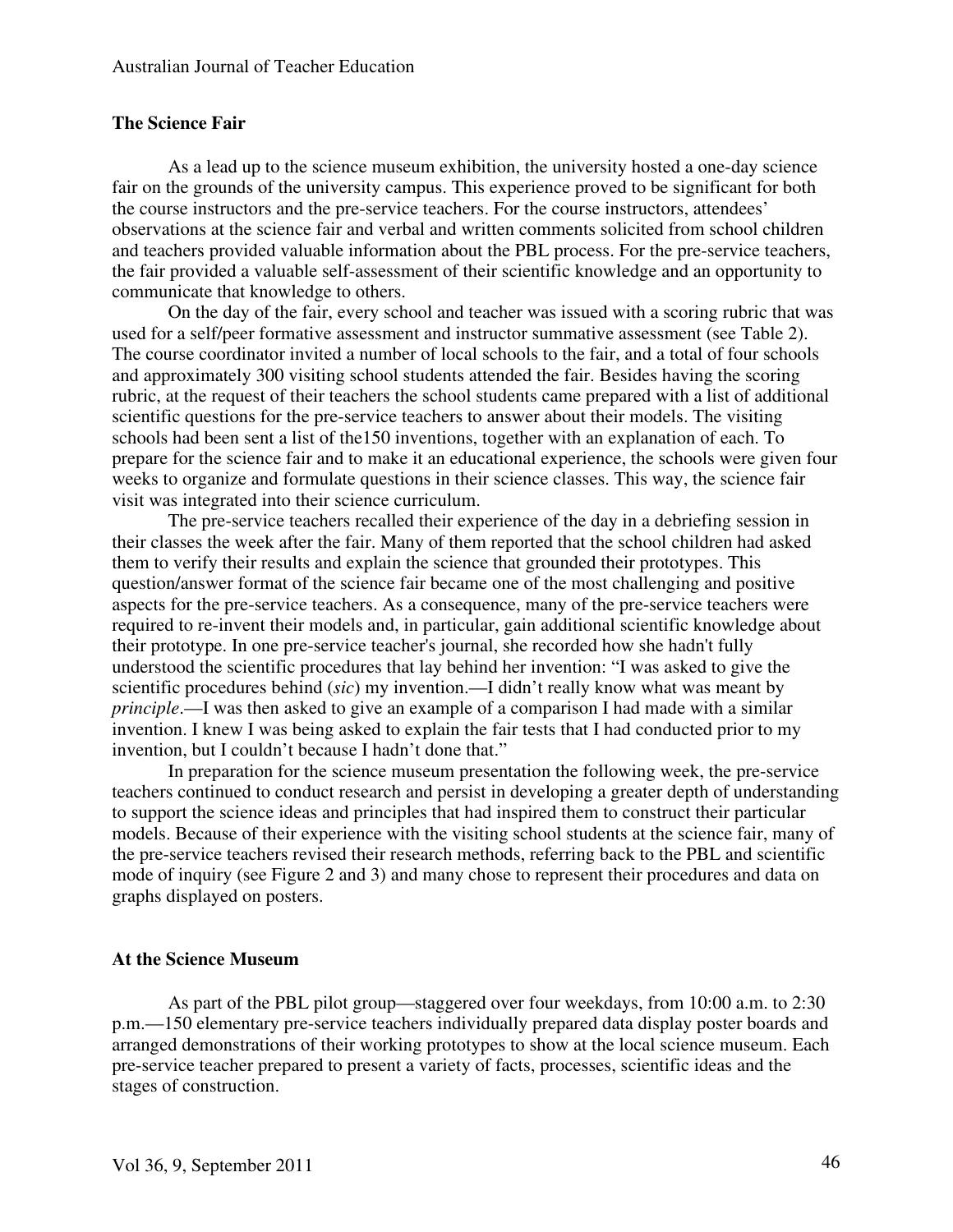### The Science Fair

As a lead up to the science museum exhibition, the university hosted a one-day science fair on the grounds of the university campus. This experience proved to be significant for both the course instructors and the pre-service teachers. For the course instructors, attendees' observations at the science fair and verbal and written comments solicited from school children and teachers provided valuable information about the PBL process. For the pre-service teachers, the fair provided a valuable self-assessment of their scientific knowledge and an opportunity to communicate that knowledge to others.

On the day of the fair, every school and teacher was issued with a scoring rubric that was used for a self/peer formative assessment and instructor summative assessment (see Table 2). The course coordinator invited a number of local schools to the fair, and a total of four schools and approximately 300 visiting school students attended the fair. Besides having the scoring rubric, at the request of their teachers the school students came prepared with a list of additional scientific questions for the pre-service teachers to answer about their models. The visiting schools had been sent a list of the150 inventions, together with an explanation of each. To prepare for the science fair and to make it an educational experience, the schools were given four weeks to organize and formulate questions in their science classes. This way, the science fair visit was integrated into their science curriculum.

The pre-service teachers recalled their experience of the day in a debriefing session in their classes the week after the fair. Many of them reported that the school children had asked them to verify their results and explain the science that grounded their prototypes. This question/answer format of the science fair became one of the most challenging and positive aspects for the pre-service teachers. As a consequence, many of the pre-service teachers were required to re-invent their models and, in particular, gain additional scientific knowledge about their prototype. In one pre-service teacher's journal, she recorded how she hadn't fully understood the scientific procedures that lay behind her invention: "I was asked to give the scientific procedures behind (*sic*) my invention.—I didn't really know what was meant by *principle*.—I was then asked to give an example of a comparison I had made with a similar invention. I knew I was being asked to explain the fair tests that I had conducted prior to my invention, but I couldn't because I hadn't done that."

In preparation for the science museum presentation the following week, the pre-service teachers continued to conduct research and persist in developing a greater depth of understanding to support the science ideas and principles that had inspired them to construct their particular models. Because of their experience with the visiting school students at the science fair, many of the pre-service teachers revised their research methods, referring back to the PBL and scientific mode of inquiry (see Figure 2 and 3) and many chose to represent their procedures and data on graphs displayed on posters.

### At the Science Museum

As part of the PBL pilot group—staggered over four weekdays, from 10:00 a.m. to 2:30 p.m.—150 elementary pre-service teachers individually prepared data display poster boards and arranged demonstrations of their working prototypes to show at the local science museum. Each pre-service teacher prepared to present a variety of facts, processes, scientific ideas and the stages of construction.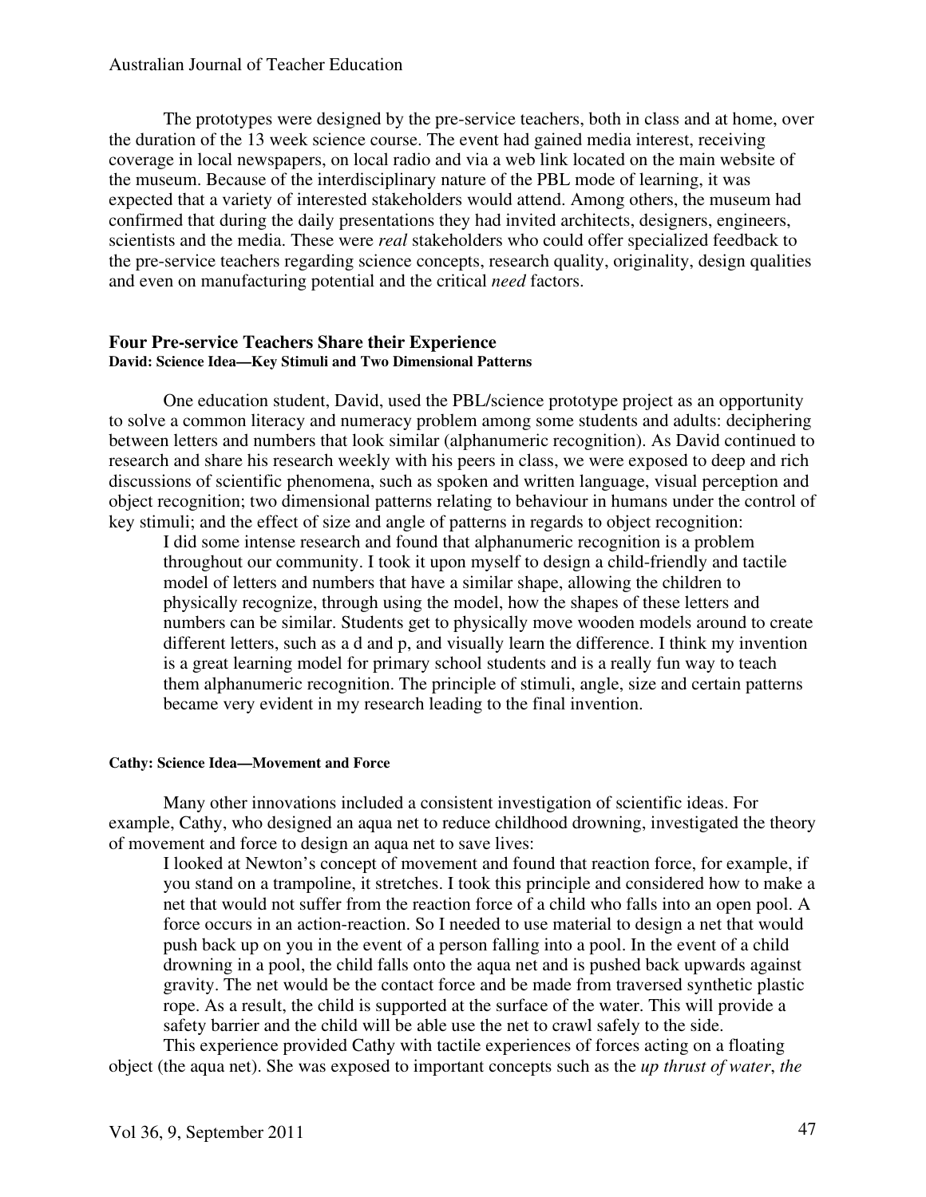The prototypes were designed by the pre-service teachers, both in class and at home, over the duration of the 13 week science course. The event had gained media interest, receiving coverage in local newspapers, on local radio and via a web link located on the main website of the museum. Because of the interdisciplinary nature of the PBL mode of learning, it was expected that a variety of interested stakeholders would attend. Among others, the museum had confirmed that during the daily presentations they had invited architects, designers, engineers, scientists and the media. These were *real* stakeholders who could offer specialized feedback to the pre-service teachers regarding science concepts, research quality, originality, design qualities and even on manufacturing potential and the critical *need* factors.

## Four Pre-service Teachers Share their Experience

#### David: Science Idea—Key Stimuli and Two Dimensional Patterns

One education student, David, used the PBL/science prototype project as an opportunity to solve a common literacy and numeracy problem among some students and adults: deciphering between letters and numbers that look similar (alphanumeric recognition). As David continued to research and share his research weekly with his peers in class, we were exposed to deep and rich discussions of scientific phenomena, such as spoken and written language, visual perception and object recognition; two dimensional patterns relating to behaviour in humans under the control of key stimuli; and the effect of size and angle of patterns in regards to object recognition:

> I did some intense research and found that alphanumeric recognition is a problem throughout our community. I took it upon myself to design a child-friendly and tactile model of letters and numbers that have a similar shape, allowing the children to physically recognize, through using the model, how the shapes of these letters and numbers can be similar. Students get to physically move wooden models around to create different letters, such as a d and p, and visually learn the difference. I think my invention is a great learning model for primary school students and is a really fun way to teach them alphanumeric recognition. The principle of stimuli, angle, size and certain patterns became very evident in my research leading to the final invention.

#### Cathy: Science Idea—Movement and Force

Many other innovations included a consistent investigation of scientific ideas. For example, Cathy, who designed an aqua net to reduce childhood drowning, investigated the theory of movement and force to design an aqua net to save lives:

> I looked at Newton's concept of movement and found that reaction force, for example, if you stand on a trampoline, it stretches. I took this principle and considered how to make a net that would not suffer from the reaction force of a child who falls into an open pool. A force occurs in an action-reaction. So I needed to use material to design a net that would push back up on you in the event of a person falling into a pool. In the event of a child drowning in a pool, the child falls onto the aqua net and is pushed back upwards against gravity. The net would be the contact force and be made from traversed synthetic plastic rope. As a result, the child is supported at the surface of the water. This will provide a safety barrier and the child will be able use the net to crawl safely to the side.

This experience provided Cathy with tactile experiences of forces acting on a floating object (the aqua net). She was exposed to important concepts such as the *up thrust of water*, *the*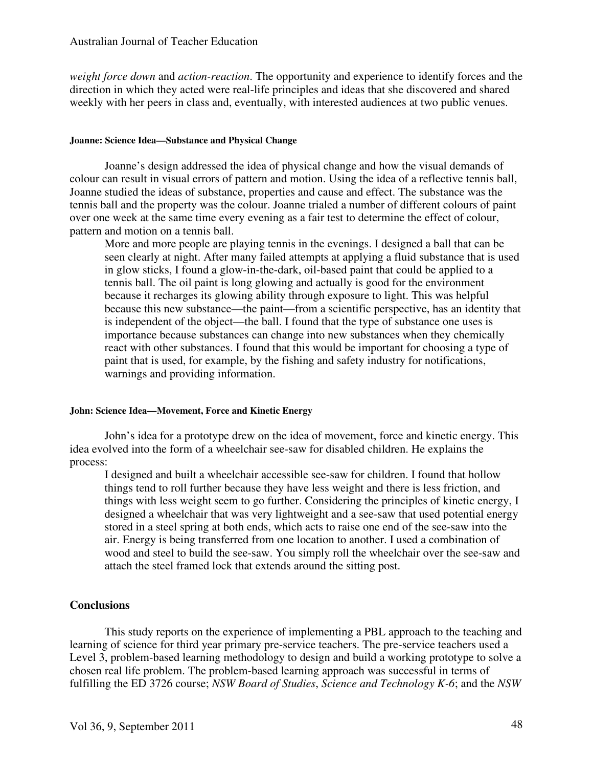*weight force down* and *action-reaction*. The opportunity and experience to identify forces and the direction in which they acted were real-life principles and ideas that she discovered and shared weekly with her peers in class and, eventually, with interested audiences at two public venues.

#### Joanne: Science Idea—Substance and Physical Change

Joanne's design addressed the idea of physical change and how the visual demands of colour can result in visual errors of pattern and motion. Using the idea of a reflective tennis ball, Joanne studied the ideas of substance, properties and cause and effect. The substance was the tennis ball and the property was the colour. Joanne trialed a number of different colours of paint over one week at the same time every evening as a fair test to determine the effect of colour, pattern and motion on a tennis ball.

> More and more people are playing tennis in the evenings. I designed a ball that can be seen clearly at night. After many failed attempts at applying a fluid substance that is used in glow sticks, I found a glow-in-the-dark, oil-based paint that could be applied to a tennis ball. The oil paint is long glowing and actually is good for the environment because it recharges its glowing ability through exposure to light. This was helpful because this new substance—the paint—from a scientific perspective, has an identity that is independent of the object—the ball. I found that the type of substance one uses is importance because substances can change into new substances when they chemically react with other substances. I found that this would be important for choosing a type of paint that is used, for example, by the fishing and safety industry for notifications, warnings and providing information.

#### John: Science Idea—Movement, Force and Kinetic Energy

John's idea for a prototype drew on the idea of movement, force and kinetic energy. This idea evolved into the form of a wheelchair see-saw for disabled children. He explains the process:

> I designed and built a wheelchair accessible see-saw for children. I found that hollow things tend to roll further because they have less weight and there is less friction, and things with less weight seem to go further. Considering the principles of kinetic energy, I designed a wheelchair that was very lightweight and a see-saw that used potential energy stored in a steel spring at both ends, which acts to raise one end of the see-saw into the air. Energy is being transferred from one location to another. I used a combination of wood and steel to build the see-saw. You simply roll the wheelchair over the see-saw and attach the steel framed lock that extends around the sitting post.

## Conclusions

This study reports on the experience of implementing a PBL approach to the teaching and learning of science for third year primary pre-service teachers. The pre-service teachers used a Level 3, problem-based learning methodology to design and build a working prototype to solve a chosen real life problem. The problem-based learning approach was successful in terms of fulfilling the ED 3726 course; *NSW Board of Studies*, *Science and Technology K-6*; and the *NSW*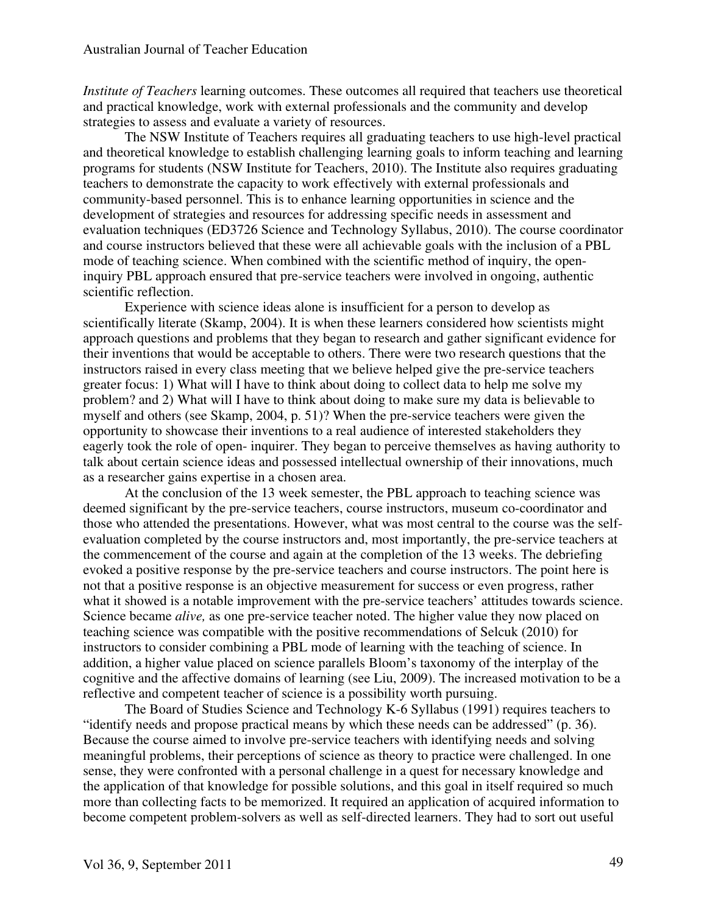*Institute of Teachers* learning outcomes. These outcomes all required that teachers use theoretical and practical knowledge, work with external professionals and the community and develop strategies to assess and evaluate a variety of resources.

The NSW Institute of Teachers requires all graduating teachers to use high-level practical and theoretical knowledge to establish challenging learning goals to inform teaching and learning programs for students (NSW Institute for Teachers, 2010). The Institute also requires graduating teachers to demonstrate the capacity to work effectively with external professionals and community-based personnel. This is to enhance learning opportunities in science and the development of strategies and resources for addressing specific needs in assessment and evaluation techniques (ED3726 Science and Technology Syllabus, 2010). The course coordinator and course instructors believed that these were all achievable goals with the inclusion of a PBL mode of teaching science. When combined with the scientific method of inquiry, the open-inquiry PBL approach ensured that pre-service teachers were involved in ongoing, authentic scientific reflection.

Experience with science ideas alone is insufficient for a person to develop as scientifically literate (Skamp, 2004). It is when these learners considered how scientists might approach questions and problems that they began to research and gather significant evidence for their inventions that would be acceptable to others. There were two research questions that the instructors raised in every class meeting that we believe helped give the pre-service teachers greater focus: 1) What will I have to think about doing to collect data to help me solve my problem? and 2) What will I have to think about doing to make sure my data is believable to myself and others (see Skamp, 2004, p. 51)? When the pre-service teachers were given the opportunity to showcase their inventions to a real audience of interested stakeholders they eagerly took the role of open- inquirer. They began to perceive themselves as having authority to talk about certain science ideas and possessed intellectual ownership of their innovations, much as a researcher gains expertise in a chosen area.

At the conclusion of the 13 week semester, the PBL approach to teaching science was deemed significant by the pre-service teachers, course instructors, museum co-coordinator and those who attended the presentations. However, what was most central to the course was the self-evaluation completed by the course instructors and, most importantly, the pre-service teachers at the commencement of the course and again at the completion of the 13 weeks. The debriefing evoked a positive response by the pre-service teachers and course instructors. The point here is not that a positive response is an objective measurement for success or even progress, rather what it showed is a notable improvement with the pre-service teachers' attitudes towards science. Science became *alive,* as one pre-service teacher noted. The higher value they now placed on teaching science was compatible with the positive recommendations of Selcuk (2010) for instructors to consider combining a PBL mode of learning with the teaching of science. In addition, a higher value placed on science parallels Bloom's taxonomy of the interplay of the cognitive and the affective domains of learning (see Liu, 2009). The increased motivation to be a reflective and competent teacher of science is a possibility worth pursuing.

The Board of Studies Science and Technology K-6 Syllabus (1991) requires teachers to "identify needs and propose practical means by which these needs can be addressed" (p. 36). Because the course aimed to involve pre-service teachers with identifying needs and solving meaningful problems, their perceptions of science as theory to practice were challenged. In one sense, they were confronted with a personal challenge in a quest for necessary knowledge and the application of that knowledge for possible solutions, and this goal in itself required so much more than collecting facts to be memorized. It required an application of acquired information to become competent problem-solvers as well as self-directed learners. They had to sort out useful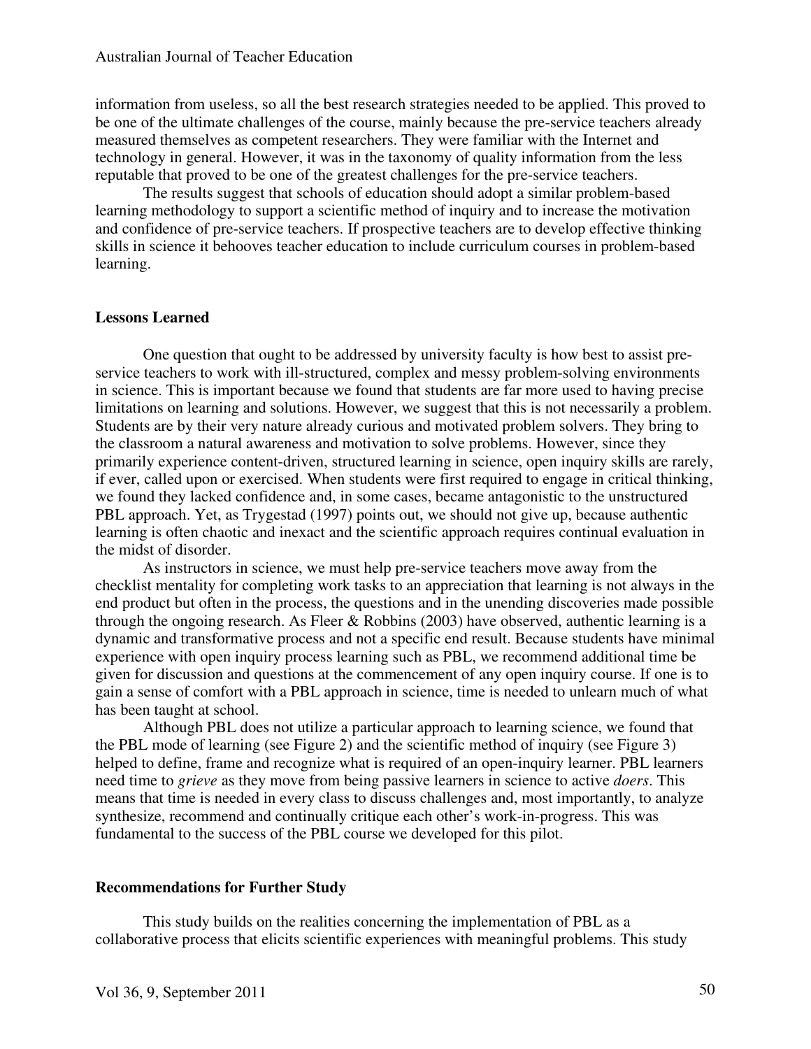information from useless, so all the best research strategies needed to be applied. This proved to be one of the ultimate challenges of the course, mainly because the pre-service teachers already measured themselves as competent researchers. They were familiar with the Internet and technology in general. However, it was in the taxonomy of quality information from the less reputable that proved to be one of the greatest challenges for the pre-service teachers.

The results suggest that schools of education should adopt a similar problem-based learning methodology to support a scientific method of inquiry and to increase the motivation and confidence of pre-service teachers. If prospective teachers are to develop effective thinking skills in science it behooves teacher education to include curriculum courses in problem-based learning.

## Lessons Learned

One question that ought to be addressed by university faculty is how best to assist pre-service teachers to work with ill-structured, complex and messy problem-solving environments in science. This is important because we found that students are far more used to having precise limitations on learning and solutions. However, we suggest that this is not necessarily a problem. Students are by their very nature already curious and motivated problem solvers. They bring to the classroom a natural awareness and motivation to solve problems. However, since they primarily experience content-driven, structured learning in science, open inquiry skills are rarely, if ever, called upon or exercised. When students were first required to engage in critical thinking, we found they lacked confidence and, in some cases, became antagonistic to the unstructured PBL approach. Yet, as Trygestad (1997) points out, we should not give up, because authentic learning is often chaotic and inexact and the scientific approach requires continual evaluation in the midst of disorder.

As instructors in science, we must help pre-service teachers move away from the checklist mentality for completing work tasks to an appreciation that learning is not always in the end product but often in the process, the questions and in the unending discoveries made possible through the ongoing research. As Fleer & Robbins (2003) have observed, authentic learning is a dynamic and transformative process and not a specific end result. Because students have minimal experience with open inquiry process learning such as PBL, we recommend additional time be given for discussion and questions at the commencement of any open inquiry course. If one is to gain a sense of comfort with a PBL approach in science, time is needed to unlearn much of what has been taught at school.

Although PBL does not utilize a particular approach to learning science, we found that the PBL mode of learning (see Figure 2) and the scientific method of inquiry (see Figure 3) helped to define, frame and recognize what is required of an open-inquiry learner. PBL learners need time to *grieve* as they move from being passive learners in science to active *doers*. This means that time is needed in every class to discuss challenges and, most importantly, to analyze synthesize, recommend and continually critique each other's work-in-progress. This was fundamental to the success of the PBL course we developed for this pilot.

## Recommendations for Further Study

This study builds on the realities concerning the implementation of PBL as a collaborative process that elicits scientific experiences with meaningful problems. This study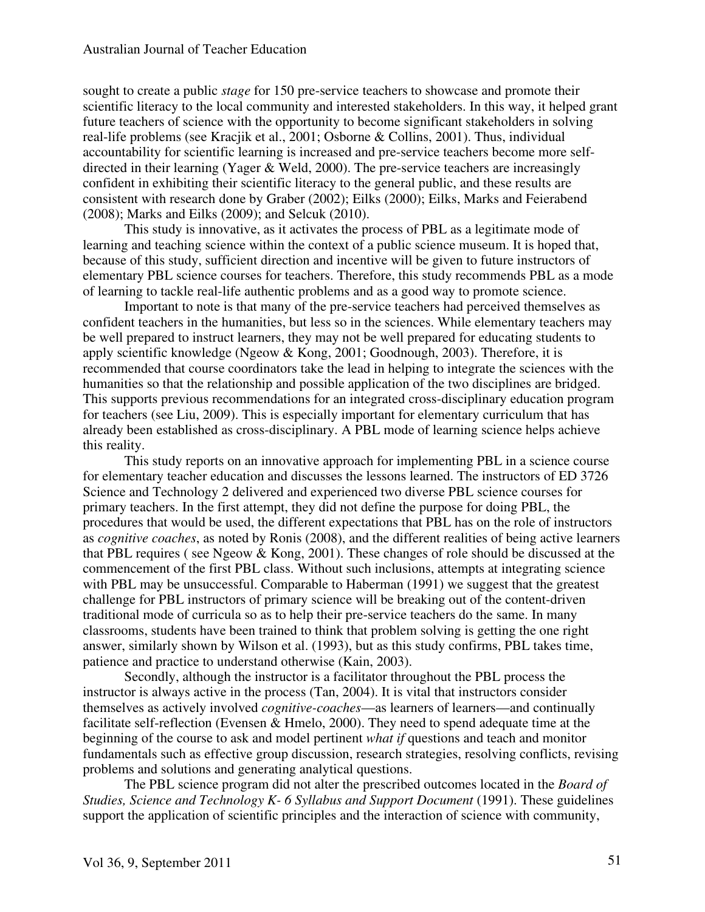sought to create a public *stage* for 150 pre-service teachers to showcase and promote their scientific literacy to the local community and interested stakeholders. In this way, it helped grant future teachers of science with the opportunity to become significant stakeholders in solving real-life problems (see Kracjik et al., 2001; Osborne & Collins, 2001). Thus, individual accountability for scientific learning is increased and pre-service teachers become more self-directed in their learning (Yager & Weld, 2000). The pre-service teachers are increasingly confident in exhibiting their scientific literacy to the general public, and these results are consistent with research done by Graber (2002); Eilks (2000); Eilks, Marks and Feierabend (2008); Marks and Eilks (2009); and Selcuk (2010).

This study is innovative, as it activates the process of PBL as a legitimate mode of learning and teaching science within the context of a public science museum. It is hoped that, because of this study, sufficient direction and incentive will be given to future instructors of elementary PBL science courses for teachers. Therefore, this study recommends PBL as a mode of learning to tackle real-life authentic problems and as a good way to promote science.

Important to note is that many of the pre-service teachers had perceived themselves as confident teachers in the humanities, but less so in the sciences. While elementary teachers may be well prepared to instruct learners, they may not be well prepared for educating students to apply scientific knowledge (Ngeow & Kong, 2001; Goodnough, 2003). Therefore, it is recommended that course coordinators take the lead in helping to integrate the sciences with the humanities so that the relationship and possible application of the two disciplines are bridged. This supports previous recommendations for an integrated cross-disciplinary education program for teachers (see Liu, 2009). This is especially important for elementary curriculum that has already been established as cross-disciplinary. A PBL mode of learning science helps achieve this reality.

This study reports on an innovative approach for implementing PBL in a science course for elementary teacher education and discusses the lessons learned. The instructors of ED 3726 Science and Technology 2 delivered and experienced two diverse PBL science courses for primary teachers. In the first attempt, they did not define the purpose for doing PBL, the procedures that would be used, the different expectations that PBL has on the role of instructors as *cognitive coaches*, as noted by Ronis (2008), and the different realities of being active learners that PBL requires ( see Ngeow & Kong, 2001). These changes of role should be discussed at the commencement of the first PBL class. Without such inclusions, attempts at integrating science with PBL may be unsuccessful. Comparable to Haberman (1991) we suggest that the greatest challenge for PBL instructors of primary science will be breaking out of the content-driven traditional mode of curricula so as to help their pre-service teachers do the same. In many classrooms, students have been trained to think that problem solving is getting the one right answer, similarly shown by Wilson et al. (1993), but as this study confirms, PBL takes time, patience and practice to understand otherwise (Kain, 2003).

Secondly, although the instructor is a facilitator throughout the PBL process the instructor is always active in the process (Tan, 2004). It is vital that instructors consider themselves as actively involved *cognitive-coaches*—as learners of learners—and continually facilitate self-reflection (Evensen & Hmelo, 2000). They need to spend adequate time at the beginning of the course to ask and model pertinent *what if* questions and teach and monitor fundamentals such as effective group discussion, research strategies, resolving conflicts, revising problems and solutions and generating analytical questions.

The PBL science program did not alter the prescribed outcomes located in the *Board of Studies, Science and Technology K- 6 Syllabus and Support Document* (1991). These guidelines support the application of scientific principles and the interaction of science with community,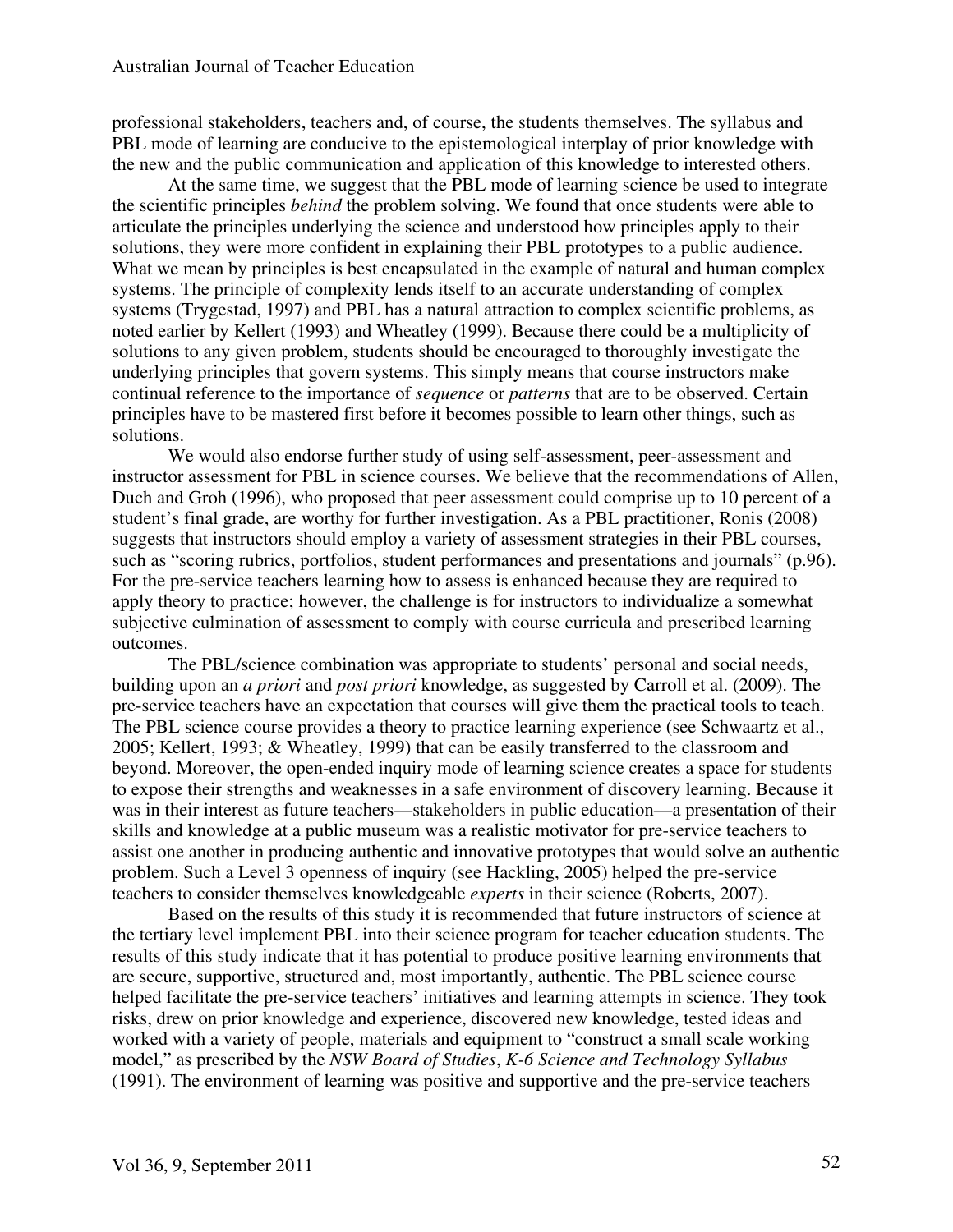professional stakeholders, teachers and, of course, the students themselves. The syllabus and PBL mode of learning are conducive to the epistemological interplay of prior knowledge with the new and the public communication and application of this knowledge to interested others.

At the same time, we suggest that the PBL mode of learning science be used to integrate the scientific principles *behind* the problem solving. We found that once students were able to articulate the principles underlying the science and understood how principles apply to their solutions, they were more confident in explaining their PBL prototypes to a public audience. What we mean by principles is best encapsulated in the example of natural and human complex systems. The principle of complexity lends itself to an accurate understanding of complex systems (Trygestad, 1997) and PBL has a natural attraction to complex scientific problems, as noted earlier by Kellert (1993) and Wheatley (1999). Because there could be a multiplicity of solutions to any given problem, students should be encouraged to thoroughly investigate the underlying principles that govern systems. This simply means that course instructors make continual reference to the importance of *sequence* or *patterns* that are to be observed. Certain principles have to be mastered first before it becomes possible to learn other things, such as solutions.

We would also endorse further study of using self-assessment, peer-assessment and instructor assessment for PBL in science courses. We believe that the recommendations of Allen, Duch and Groh (1996), who proposed that peer assessment could comprise up to 10 percent of a student's final grade, are worthy for further investigation. As a PBL practitioner, Ronis (2008) suggests that instructors should employ a variety of assessment strategies in their PBL courses, such as "scoring rubrics, portfolios, student performances and presentations and journals" (p.96). For the pre-service teachers learning how to assess is enhanced because they are required to apply theory to practice; however, the challenge is for instructors to individualize a somewhat subjective culmination of assessment to comply with course curricula and prescribed learning outcomes.

The PBL/science combination was appropriate to students' personal and social needs, building upon an *a priori* and *post priori* knowledge, as suggested by Carroll et al. (2009). The pre-service teachers have an expectation that courses will give them the practical tools to teach. The PBL science course provides a theory to practice learning experience (see Schwaartz et al., 2005; Kellert, 1993; & Wheatley, 1999) that can be easily transferred to the classroom and beyond. Moreover, the open-ended inquiry mode of learning science creates a space for students to expose their strengths and weaknesses in a safe environment of discovery learning. Because it was in their interest as future teachers—stakeholders in public education—a presentation of their skills and knowledge at a public museum was a realistic motivator for pre-service teachers to assist one another in producing authentic and innovative prototypes that would solve an authentic problem. Such a Level 3 openness of inquiry (see Hackling, 2005) helped the pre-service teachers to consider themselves knowledgeable *experts* in their science (Roberts, 2007).

Based on the results of this study it is recommended that future instructors of science at the tertiary level implement PBL into their science program for teacher education students. The results of this study indicate that it has potential to produce positive learning environments that are secure, supportive, structured and, most importantly, authentic. The PBL science course helped facilitate the pre-service teachers' initiatives and learning attempts in science. They took risks, drew on prior knowledge and experience, discovered new knowledge, tested ideas and worked with a variety of people, materials and equipment to "construct a small scale working model," as prescribed by the *NSW Board of Studies*, *K-6 Science and Technology Syllabus* (1991). The environment of learning was positive and supportive and the pre-service teachers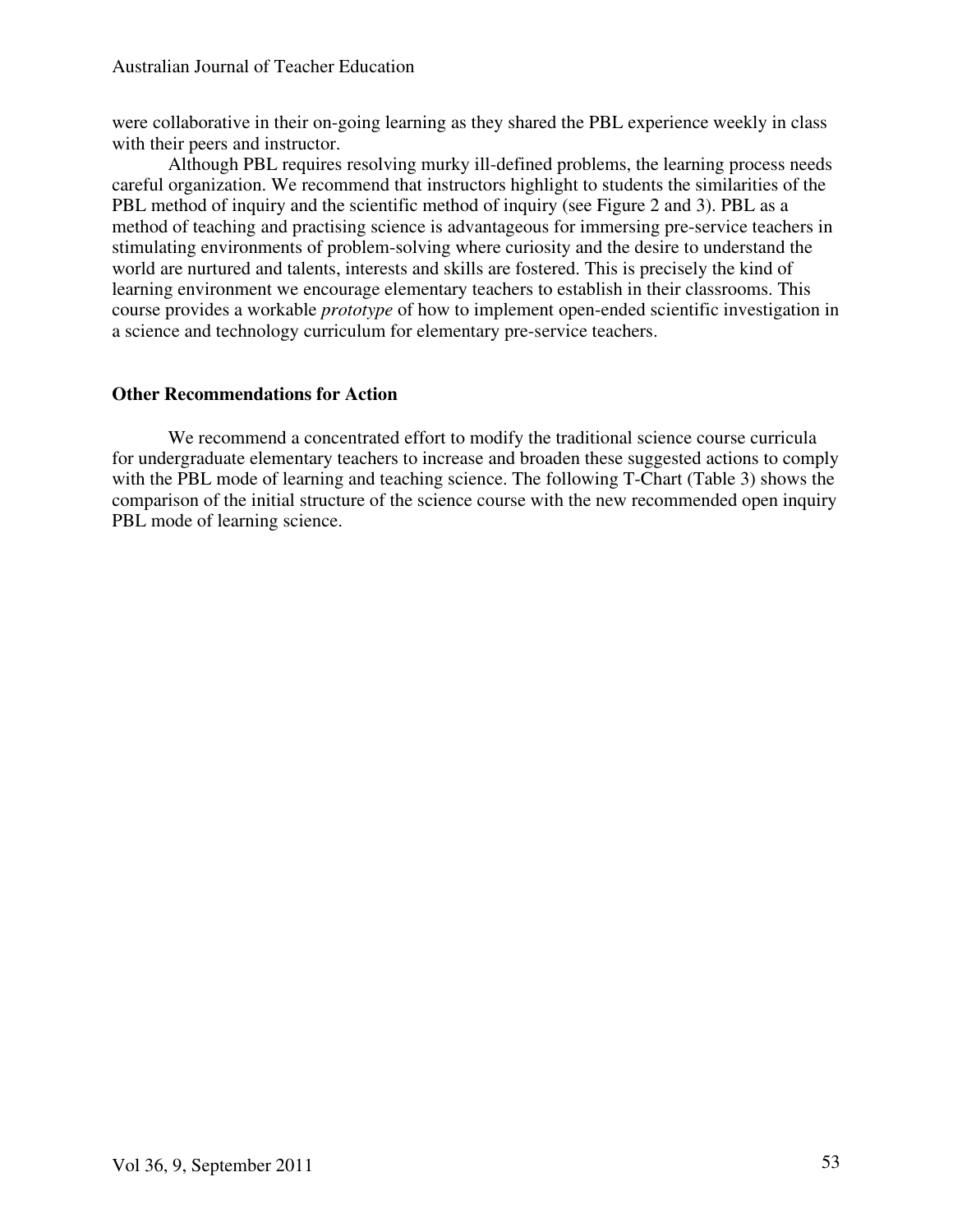were collaborative in their on-going learning as they shared the PBL experience weekly in class with their peers and instructor.

Although PBL requires resolving murky ill-defined problems, the learning process needs careful organization. We recommend that instructors highlight to students the similarities of the PBL method of inquiry and the scientific method of inquiry (see Figure 2 and 3). PBL as a method of teaching and practising science is advantageous for immersing pre-service teachers in stimulating environments of problem-solving where curiosity and the desire to understand the world are nurtured and talents, interests and skills are fostered. This is precisely the kind of learning environment we encourage elementary teachers to establish in their classrooms. This course provides a workable *prototype* of how to implement open-ended scientific investigation in a science and technology curriculum for elementary pre-service teachers.

### Other Recommendations for Action

We recommend a concentrated effort to modify the traditional science course curricula for undergraduate elementary teachers to increase and broaden these suggested actions to comply with the PBL mode of learning and teaching science. The following T-Chart (Table 3) shows the comparison of the initial structure of the science course with the new recommended open inquiry PBL mode of learning science.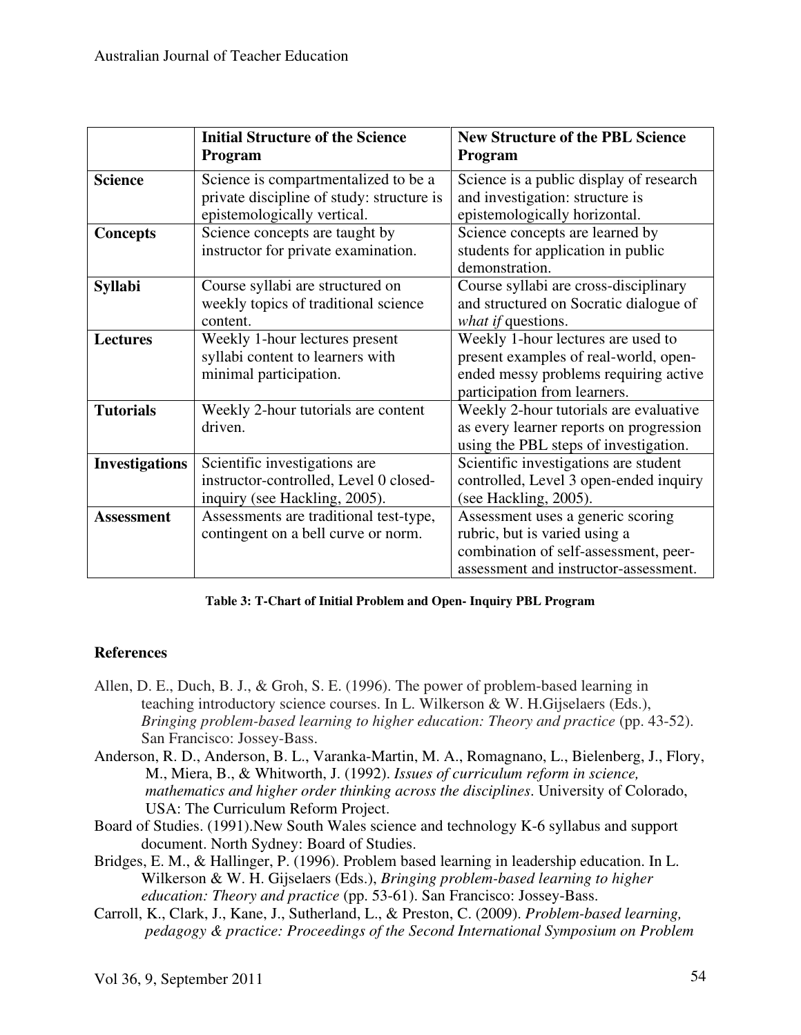| | **Initial Structure of the Science Program** | **New Structure of the PBL Science Program** |
|---|---|---|
| **Science** | Science is compartmentalized to be a private discipline of study: structure is epistemologically vertical. | Science is a public display of research and investigation: structure is epistemologically horizontal. |
| **Concepts** | Science concepts are taught by instructor for private examination. | Science concepts are learned by students for application in public demonstration. |
| **Syllabi** | Course syllabi are structured on weekly topics of traditional science content. | Course syllabi are cross-disciplinary and structured on Socratic dialogue of *what if* questions. |
| **Lectures** | Weekly 1-hour lectures present syllabi content to learners with minimal participation. | Weekly 1-hour lectures are used to present examples of real-world, open-ended messy problems requiring active participation from learners. |
| **Tutorials** | Weekly 2-hour tutorials are content driven. | Weekly 2-hour tutorials are evaluative as every learner reports on progression using the PBL steps of investigation. |
| **Investigations** | Scientific investigations are instructor-controlled, Level 0 closed-inquiry (see Hackling, 2005). | Scientific investigations are student controlled, Level 3 open-ended inquiry (see Hackling, 2005). |
| **Assessment** | Assessments are traditional test-type, contingent on a bell curve or norm. | Assessment uses a generic scoring rubric, but is varied using a combination of self-assessment, peer-assessment and instructor-assessment. |

**Table 3: T-Chart of Initial Problem and Open- Inquiry PBL Program**

### References

Allen, D. E., Duch, B. J., & Groh, S. E. (1996). The power of problem-based learning in teaching introductory science courses. In L. Wilkerson & W. H.Gijselaers (Eds.), *Bringing problem-based learning to higher education: Theory and practice* (pp. 43-52). San Francisco: Jossey-Bass.

Anderson, R. D., Anderson, B. L., Varanka-Martin, M. A., Romagnano, L., Bielenberg, J., Flory, M., Miera, B., & Whitworth, J. (1992). *Issues of curriculum reform in science, mathematics and higher order thinking across the disciplines*. University of Colorado, USA: The Curriculum Reform Project.

Board of Studies. (1991).New South Wales science and technology K-6 syllabus and support document. North Sydney: Board of Studies.

Bridges, E. M., & Hallinger, P. (1996). Problem based learning in leadership education. In L. Wilkerson & W. H. Gijselaers (Eds.), *Bringing problem-based learning to higher education: Theory and practice* (pp. 53-61). San Francisco: Jossey-Bass.

Carroll, K., Clark, J., Kane, J., Sutherland, L., & Preston, C. (2009). *Problem-based learning, pedagogy & practice: Proceedings of the Second International Symposium on Problem*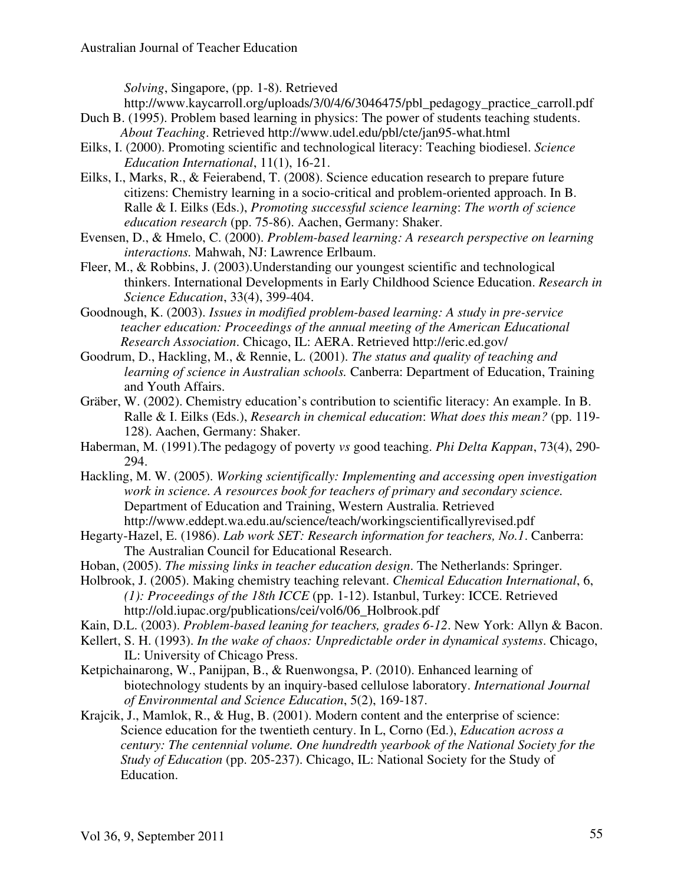*Solving*, Singapore, (pp. 1-8). Retrieved http://www.kaycarroll.org/uploads/3/0/4/6/3046475/pbl_pedagogy_practice_carroll.pdf

Duch B. (1995). Problem based learning in physics: The power of students teaching students. *About Teaching*. Retrieved http://www.udel.edu/pbl/cte/jan95-what.html

Eilks, I. (2000). Promoting scientific and technological literacy: Teaching biodiesel. *Science Education International*, 11(1), 16-21.

Eilks, I., Marks, R., & Feierabend, T. (2008). Science education research to prepare future citizens: Chemistry learning in a socio-critical and problem-oriented approach. In B. Ralle & I. Eilks (Eds.), *Promoting successful science learning*: *The worth of science education research* (pp. 75-86). Aachen, Germany: Shaker.

Evensen, D., & Hmelo, C. (2000). *Problem-based learning: A research perspective on learning interactions.* Mahwah, NJ: Lawrence Erlbaum.

Fleer, M., & Robbins, J. (2003).Understanding our youngest scientific and technological thinkers. International Developments in Early Childhood Science Education. *Research in Science Education*, 33(4), 399-404.

Goodnough, K. (2003). *Issues in modified problem-based learning: A study in pre-service teacher education: Proceedings of the annual meeting of the American Educational Research Association*. Chicago, IL: AERA. Retrieved http://eric.ed.gov/

Goodrum, D., Hackling, M., & Rennie, L. (2001). *The status and quality of teaching and learning of science in Australian schools.* Canberra: Department of Education, Training and Youth Affairs.

Gräber, W. (2002). Chemistry education's contribution to scientific literacy: An example. In B. Ralle & I. Eilks (Eds.), *Research in chemical education*: *What does this mean?* (pp. 119-128). Aachen, Germany: Shaker.

Haberman, M. (1991).The pedagogy of poverty *vs* good teaching. *Phi Delta Kappan*, 73(4), 290-294.

Hackling, M. W. (2005). *Working scientifically: Implementing and accessing open investigation work in science. A resources book for teachers of primary and secondary science.* Department of Education and Training, Western Australia. Retrieved http://www.eddept.wa.edu.au/science/teach/workingscientificallyrevised.pdf

Hegarty-Hazel, E. (1986). *Lab work SET: Research information for teachers, No.1*. Canberra: The Australian Council for Educational Research.

Hoban, (2005). *The missing links in teacher education design*. The Netherlands: Springer.

Holbrook, J. (2005). Making chemistry teaching relevant. *Chemical Education International*, 6, *(1): Proceedings of the 18th ICCE* (pp. 1-12). Istanbul, Turkey: ICCE. Retrieved http://old.iupac.org/publications/cei/vol6/06_Holbrook.pdf

Kain, D.L. (2003). *Problem-based leaning for teachers, grades 6-12*. New York: Allyn & Bacon.

Kellert, S. H. (1993). *In the wake of chaos: Unpredictable order in dynamical systems*. Chicago, IL: University of Chicago Press.

Ketpichainarong, W., Panijpan, B., & Ruenwongsa, P. (2010). Enhanced learning of biotechnology students by an inquiry-based cellulose laboratory. *International Journal of Environmental and Science Education*, 5(2), 169-187.

Krajcik, J., Mamlok, R., & Hug, B. (2001). Modern content and the enterprise of science: Science education for the twentieth century. In L, Corno (Ed.), *Education across a century: The centennial volume. One hundredth yearbook of the National Society for the Study of Education* (pp. 205-237). Chicago, IL: National Society for the Study of Education.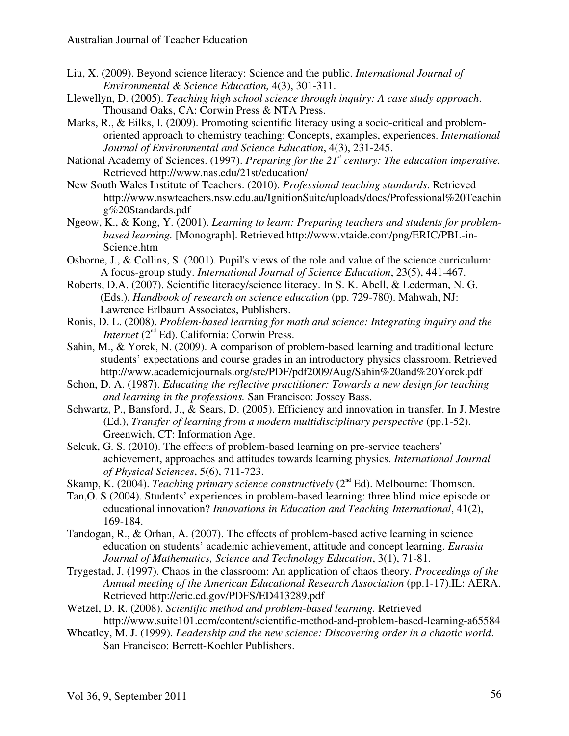Liu, X. (2009). Beyond science literacy: Science and the public. *International Journal of Environmental & Science Education,* 4(3), 301-311.

Llewellyn, D. (2005). *Teaching high school science through inquiry: A case study approach*. Thousand Oaks, CA: Corwin Press & NTA Press.

Marks, R., & Eilks, I. (2009). Promoting scientific literacy using a socio-critical and problem-oriented approach to chemistry teaching: Concepts, examples, experiences. *International Journal of Environmental and Science Education*, 4(3), 231-245.

National Academy of Sciences. (1997). *Preparing for the 21st century: The education imperative.* Retrieved http://www.nas.edu/21st/education/

New South Wales Institute of Teachers. (2010). *Professional teaching standards*. Retrieved http://www.nswteachers.nsw.edu.au/IgnitionSuite/uploads/docs/Professional%20Teaching%20Standards.pdf

Ngeow, K., & Kong, Y. (2001). *Learning to learn: Preparing teachers and students for problem-based learning.* [Monograph]. Retrieved http://www.vtaide.com/png/ERIC/PBL-in-Science.htm

Osborne, J., & Collins, S. (2001). Pupil's views of the role and value of the science curriculum: A focus-group study. *International Journal of Science Education*, 23(5), 441-467.

Roberts, D.A. (2007). Scientific literacy/science literacy. In S. K. Abell, & Lederman, N. G. (Eds.), *Handbook of research on science education* (pp. 729-780). Mahwah, NJ: Lawrence Erlbaum Associates, Publishers.

Ronis, D. L. (2008). *Problem-based learning for math and science: Integrating inquiry and the Internet* (2nd Ed). California: Corwin Press.

Sahin, M., & Yorek, N. (2009). A comparison of problem-based learning and traditional lecture students' expectations and course grades in an introductory physics classroom. Retrieved http://www.academicjournals.org/sre/PDF/pdf2009/Aug/Sahin%20and%20Yorek.pdf

Schon, D. A. (1987). *Educating the reflective practitioner: Towards a new design for teaching and learning in the professions.* San Francisco: Jossey Bass.

Schwartz, P., Bansford, J., & Sears, D. (2005). Efficiency and innovation in transfer. In J. Mestre (Ed.), *Transfer of learning from a modern multidisciplinary perspective* (pp.1-52). Greenwich, CT: Information Age.

Selcuk, G. S. (2010). The effects of problem-based learning on pre-service teachers' achievement, approaches and attitudes towards learning physics. *International Journal of Physical Sciences*, 5(6), 711-723.

Skamp, K. (2004). *Teaching primary science constructively* (2nd Ed). Melbourne: Thomson.

Tan,O. S (2004). Students' experiences in problem-based learning: three blind mice episode or educational innovation? *Innovations in Education and Teaching International*, 41(2), 169-184.

Tandogan, R., & Orhan, A. (2007). The effects of problem-based active learning in science education on students' academic achievement, attitude and concept learning. *Eurasia Journal of Mathematics, Science and Technology Education*, 3(1), 71-81.

Trygestad, J. (1997). Chaos in the classroom: An application of chaos theory. *Proceedings of the Annual meeting of the American Educational Research Association* (pp.1-17).IL: AERA. Retrieved http://eric.ed.gov/PDFS/ED413289.pdf

Wetzel, D. R. (2008). *Scientific method and problem-based learning.* Retrieved http://www.suite101.com/content/scientific-method-and-problem-based-learning-a65584

Wheatley, M. J. (1999). *Leadership and the new science: Discovering order in a chaotic world*. San Francisco: Berrett-Koehler Publishers.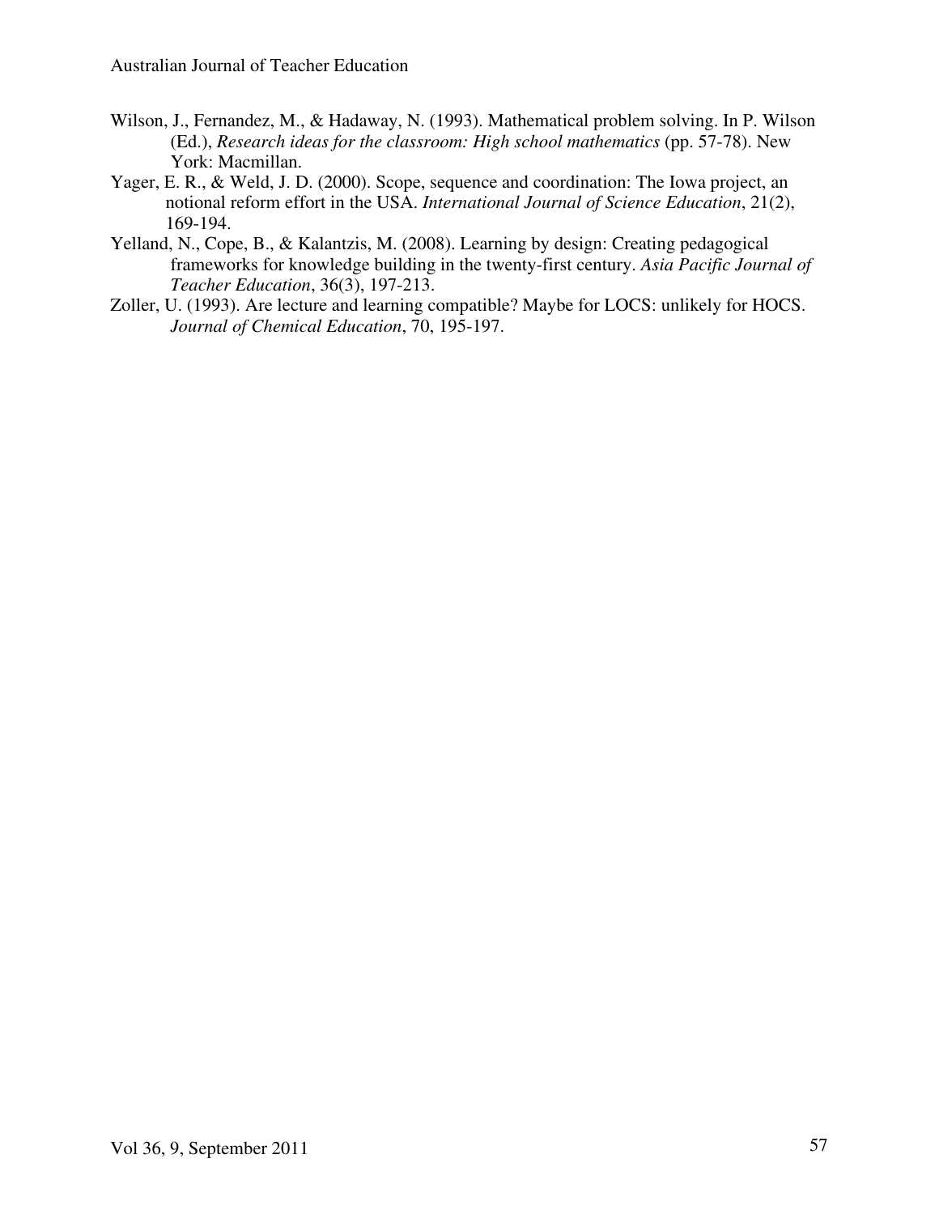Wilson, J., Fernandez, M., & Hadaway, N. (1993). Mathematical problem solving. In P. Wilson (Ed.), *Research ideas for the classroom: High school mathematics* (pp. 57-78). New York: Macmillan.

Yager, E. R., & Weld, J. D. (2000). Scope, sequence and coordination: The Iowa project, an notional reform effort in the USA. *International Journal of Science Education*, 21(2), 169-194.

Yelland, N., Cope, B., & Kalantzis, M. (2008). Learning by design: Creating pedagogical frameworks for knowledge building in the twenty-first century. *Asia Pacific Journal of Teacher Education*, 36(3), 197-213.

Zoller, U. (1993). Are lecture and learning compatible? Maybe for LOCS: unlikely for HOCS. *Journal of Chemical Education*, 70, 195-197.